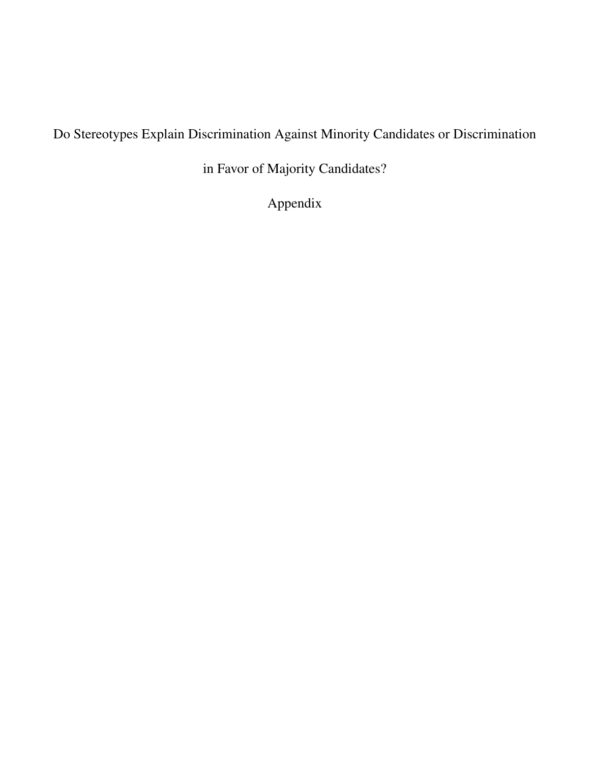# Do Stereotypes Explain Discrimination Against Minority Candidates or Discrimination in Favor of Majority Candidates?

## Appendix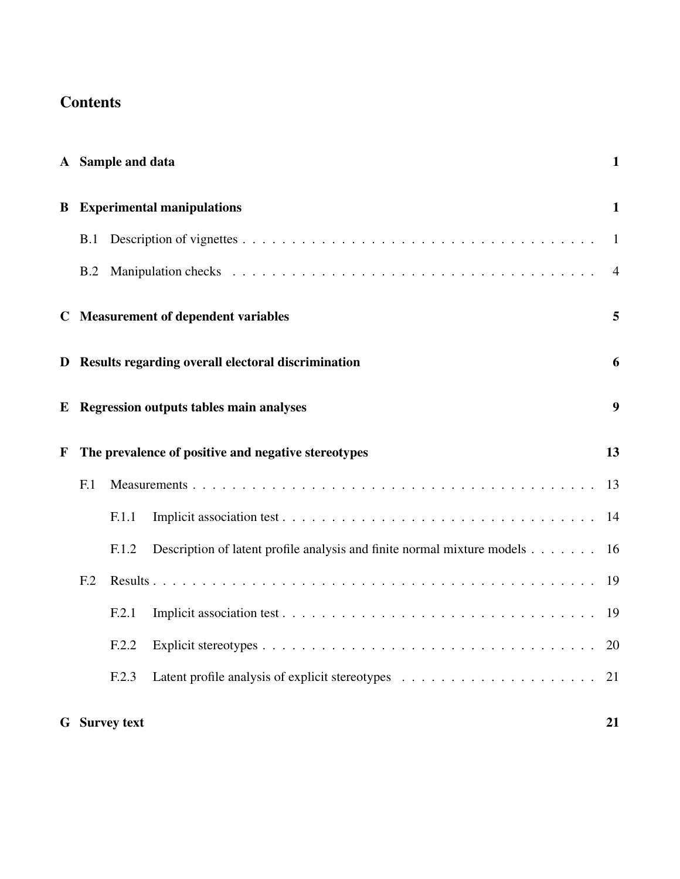# Contents

**A Sample and data** **1**

**B Experimental manipulations** **1**

- B.1 Description of vignettes . . . . . . . . . . . . . . . . . . . . . . . . . . . . . . . . . . . . . 1
- B.2 Manipulation checks . . . . . . . . . . . . . . . . . . . . . . . . . . . . . . . . . . . . . . . 4

**C Measurement of dependent variables** **5**

**D Results regarding overall electoral discrimination** **6**

**E Regression outputs tables main analyses** **9**

**F The prevalence of positive and negative stereotypes** **13**

- F.1 Measurements . . . . . . . . . . . . . . . . . . . . . . . . . . . . . . . . . . . . . . . . . 13
  - F.1.1 Implicit association test . . . . . . . . . . . . . . . . . . . . . . . . . . . . . . . . . 14
  - F.1.2 Description of latent profile analysis and finite normal mixture models . . . . . . . 16
- F.2 Results . . . . . . . . . . . . . . . . . . . . . . . . . . . . . . . . . . . . . . . . . . . . . 19
  - F.2.1 Implicit association test . . . . . . . . . . . . . . . . . . . . . . . . . . . . . . . . . 19
  - F.2.2 Explicit stereotypes . . . . . . . . . . . . . . . . . . . . . . . . . . . . . . . . . . . 20
  - F.2.3 Latent profile analysis of explicit stereotypes . . . . . . . . . . . . . . . . . . . . . 21

**G Survey text** **21**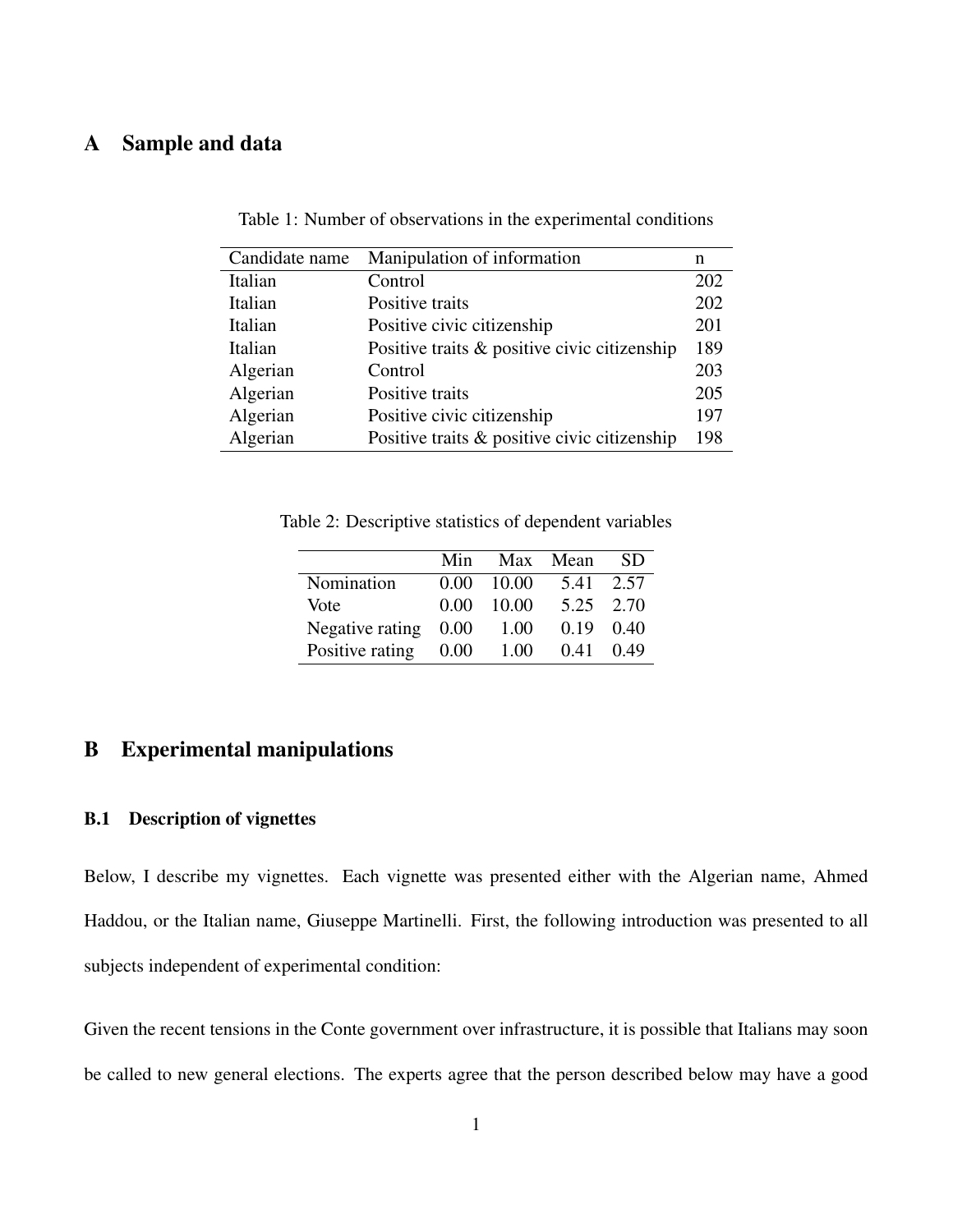# A Sample and data

Table 1: Number of observations in the experimental conditions

| Candidate name | Manipulation of information | n |
|---|---|---|
| Italian | Control | 202 |
| Italian | Positive traits | 202 |
| Italian | Positive civic citizenship | 201 |
| Italian | Positive traits & positive civic citizenship | 189 |
| Algerian | Control | 203 |
| Algerian | Positive traits | 205 |
| Algerian | Positive civic citizenship | 197 |
| Algerian | Positive traits & positive civic citizenship | 198 |

Table 2: Descriptive statistics of dependent variables

| | Min | Max | Mean | SD |
|---|---|---|---|---|
| Nomination | 0.00 | 10.00 | 5.41 | 2.57 |
| Vote | 0.00 | 10.00 | 5.25 | 2.70 |
| Negative rating | 0.00 | 1.00 | 0.19 | 0.40 |
| Positive rating | 0.00 | 1.00 | 0.41 | 0.49 |

# B Experimental manipulations

## B.1 Description of vignettes

Below, I describe my vignettes. Each vignette was presented either with the Algerian name, Ahmed Haddou, or the Italian name, Giuseppe Martinelli. First, the following introduction was presented to all subjects independent of experimental condition:

Given the recent tensions in the Conte government over infrastructure, it is possible that Italians may soon be called to new general elections. The experts agree that the person described below may have a good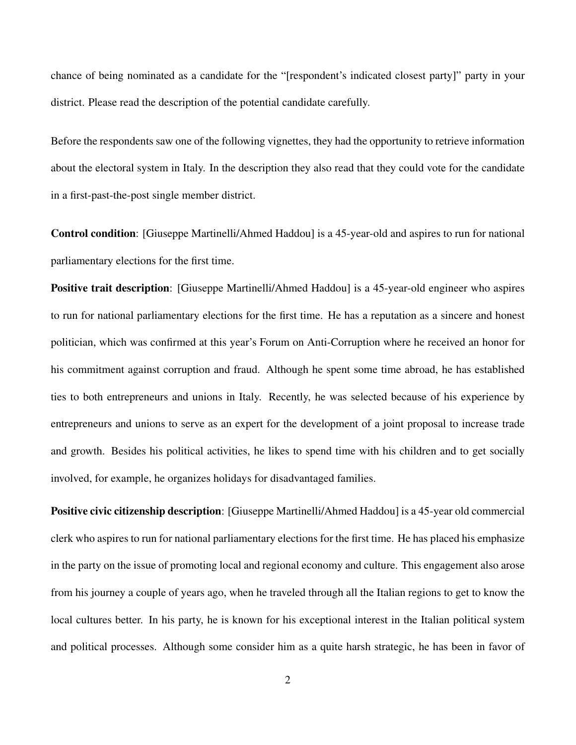chance of being nominated as a candidate for the "[respondent's indicated closest party]" party in your district. Please read the description of the potential candidate carefully.

Before the respondents saw one of the following vignettes, they had the opportunity to retrieve information about the electoral system in Italy. In the description they also read that they could vote for the candidate in a first-past-the-post single member district.

**Control condition**: [Giuseppe Martinelli/Ahmed Haddou] is a 45-year-old and aspires to run for national parliamentary elections for the first time.

**Positive trait description**: [Giuseppe Martinelli/Ahmed Haddou] is a 45-year-old engineer who aspires to run for national parliamentary elections for the first time. He has a reputation as a sincere and honest politician, which was confirmed at this year's Forum on Anti-Corruption where he received an honor for his commitment against corruption and fraud. Although he spent some time abroad, he has established ties to both entrepreneurs and unions in Italy. Recently, he was selected because of his experience by entrepreneurs and unions to serve as an expert for the development of a joint proposal to increase trade and growth. Besides his political activities, he likes to spend time with his children and to get socially involved, for example, he organizes holidays for disadvantaged families.

**Positive civic citizenship description**: [Giuseppe Martinelli/Ahmed Haddou] is a 45-year old commercial clerk who aspires to run for national parliamentary elections for the first time. He has placed his emphasize in the party on the issue of promoting local and regional economy and culture. This engagement also arose from his journey a couple of years ago, when he traveled through all the Italian regions to get to know the local cultures better. In his party, he is known for his exceptional interest in the Italian political system and political processes. Although some consider him as a quite harsh strategic, he has been in favor of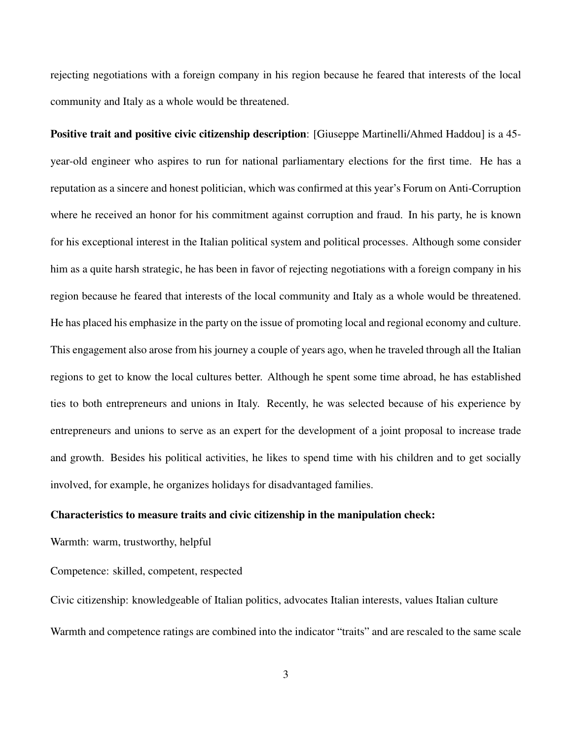rejecting negotiations with a foreign company in his region because he feared that interests of the local community and Italy as a whole would be threatened.

**Positive trait and positive civic citizenship description**: [Giuseppe Martinelli/Ahmed Haddou] is a 45-year-old engineer who aspires to run for national parliamentary elections for the first time. He has a reputation as a sincere and honest politician, which was confirmed at this year's Forum on Anti-Corruption where he received an honor for his commitment against corruption and fraud. In his party, he is known for his exceptional interest in the Italian political system and political processes. Although some consider him as a quite harsh strategic, he has been in favor of rejecting negotiations with a foreign company in his region because he feared that interests of the local community and Italy as a whole would be threatened. He has placed his emphasize in the party on the issue of promoting local and regional economy and culture. This engagement also arose from his journey a couple of years ago, when he traveled through all the Italian regions to get to know the local cultures better. Although he spent some time abroad, he has established ties to both entrepreneurs and unions in Italy. Recently, he was selected because of his experience by entrepreneurs and unions to serve as an expert for the development of a joint proposal to increase trade and growth. Besides his political activities, he likes to spend time with his children and to get socially involved, for example, he organizes holidays for disadvantaged families.

**Characteristics to measure traits and civic citizenship in the manipulation check:**

Warmth: warm, trustworthy, helpful

Competence: skilled, competent, respected

Civic citizenship: knowledgeable of Italian politics, advocates Italian interests, values Italian culture

Warmth and competence ratings are combined into the indicator "traits" and are rescaled to the same scale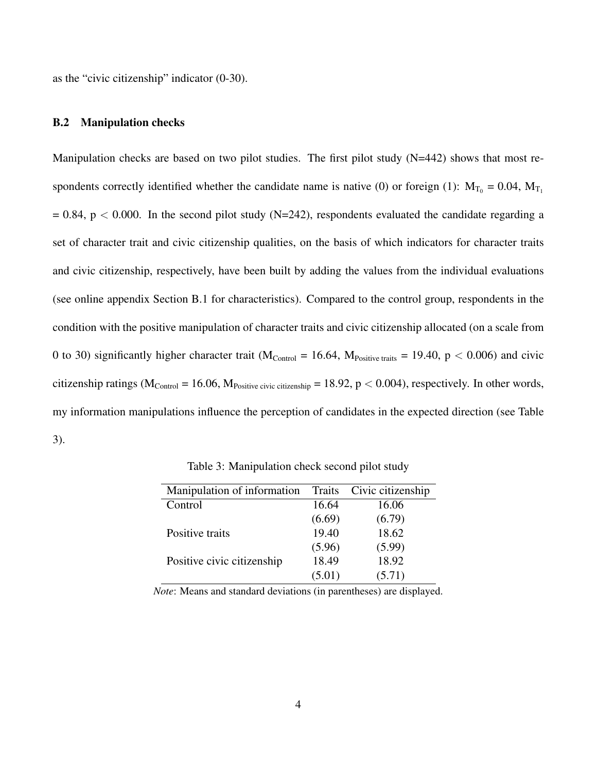as the "civic citizenship" indicator (0-30).

### B.2 Manipulation checks

Manipulation checks are based on two pilot studies. The first pilot study (N=442) shows that most respondents correctly identified whether the candidate name is native (0) or foreign (1): $M_{T_0}$ = 0.04, $M_{T_1}$ = 0.84, $p < 0.000$. In the second pilot study (N=242), respondents evaluated the candidate regarding a set of character trait and civic citizenship qualities, on the basis of which indicators for character traits and civic citizenship, respectively, have been built by adding the values from the individual evaluations (see online appendix Section B.1 for characteristics). Compared to the control group, respondents in the condition with the positive manipulation of character traits and civic citizenship allocated (on a scale from 0 to 30) significantly higher character trait ($M_{\text{Control}}$ = 16.64, $M_{\text{Positive traits}}$ = 19.40, $p < 0.006$) and civic citizenship ratings ($M_{\text{Control}}$ = 16.06, $M_{\text{Positive civic citizenship}}$ = 18.92, $p < 0.004$), respectively. In other words, my information manipulations influence the perception of candidates in the expected direction (see Table 3).

Table 3: Manipulation check second pilot study

| Manipulation of information | Traits | Civic citizenship |
|---|---|---|
| Control | 16.64 | 16.06 |
| | (6.69) | (6.79) |
| Positive traits | 19.40 | 18.62 |
| | (5.96) | (5.99) |
| Positive civic citizenship | 18.49 | 18.92 |
| | (5.01) | (5.71) |

*Note*: Means and standard deviations (in parentheses) are displayed.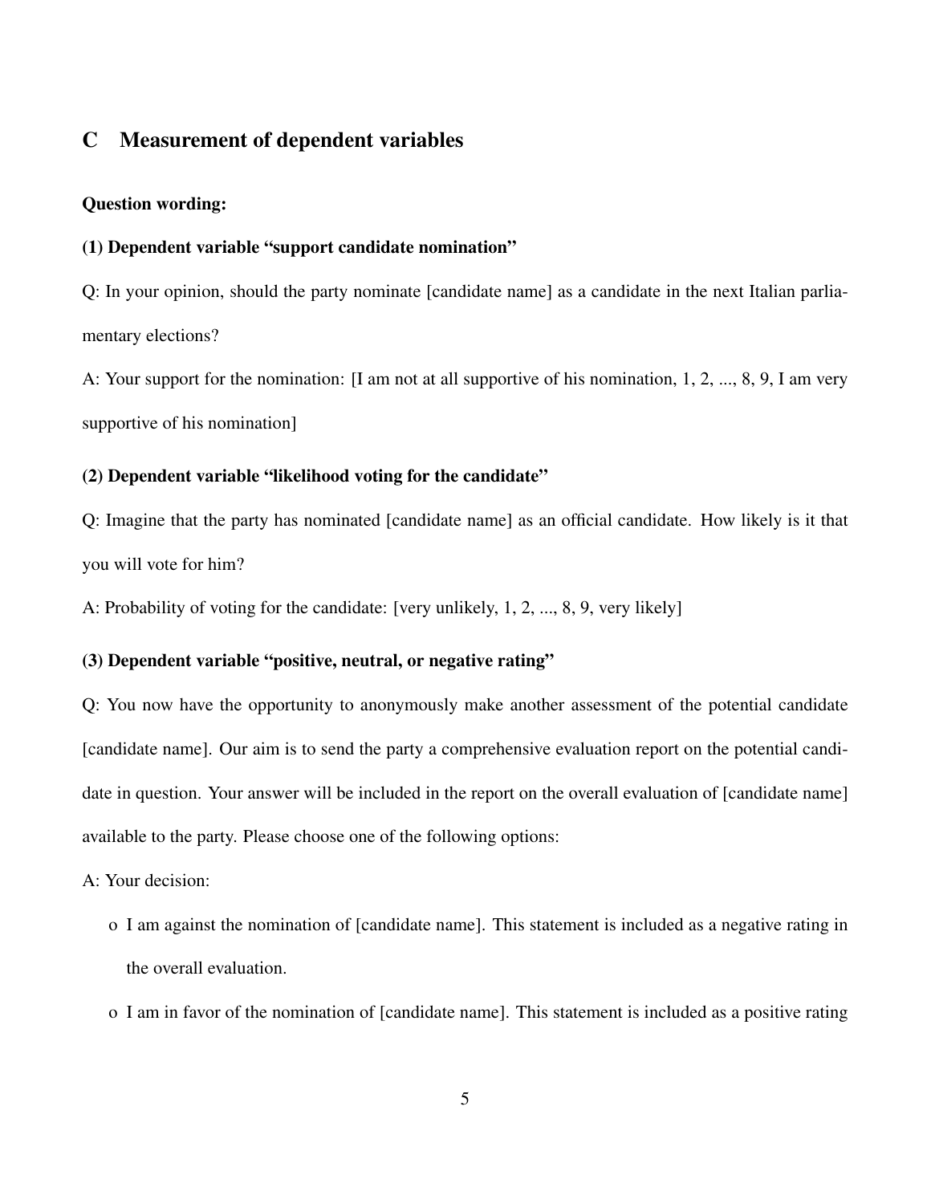## C Measurement of dependent variables

**Question wording:**

**(1) Dependent variable "support candidate nomination"**

Q: In your opinion, should the party nominate [candidate name] as a candidate in the next Italian parliamentary elections?

A: Your support for the nomination: [I am not at all supportive of his nomination, 1, 2, ..., 8, 9, I am very supportive of his nomination]

**(2) Dependent variable "likelihood voting for the candidate"**

Q: Imagine that the party has nominated [candidate name] as an official candidate. How likely is it that you will vote for him?

A: Probability of voting for the candidate: [very unlikely, 1, 2, ..., 8, 9, very likely]

**(3) Dependent variable "positive, neutral, or negative rating"**

Q: You now have the opportunity to anonymously make another assessment of the potential candidate [candidate name]. Our aim is to send the party a comprehensive evaluation report on the potential candidate in question. Your answer will be included in the report on the overall evaluation of [candidate name] available to the party. Please choose one of the following options:

A: Your decision:

- o I am against the nomination of [candidate name]. This statement is included as a negative rating in the overall evaluation.
- o I am in favor of the nomination of [candidate name]. This statement is included as a positive rating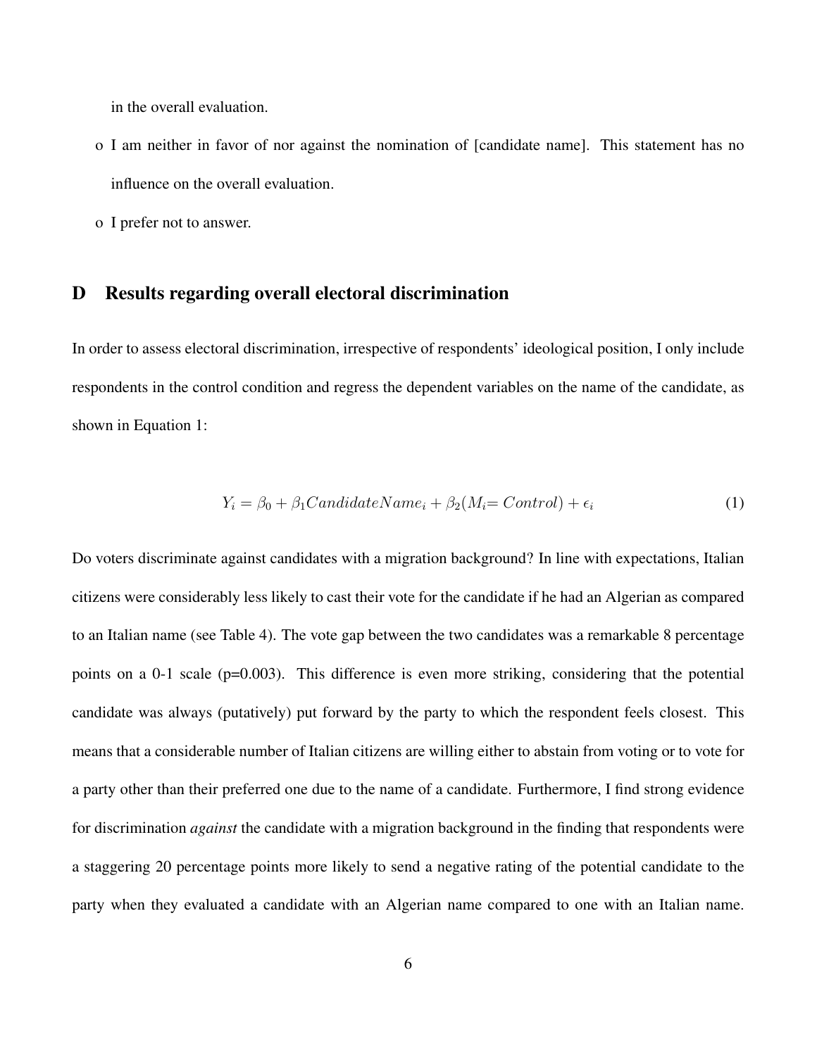in the overall evaluation.

- o I am neither in favor of nor against the nomination of [candidate name]. This statement has no influence on the overall evaluation.
- o I prefer not to answer.

## D Results regarding overall electoral discrimination

In order to assess electoral discrimination, irrespective of respondents' ideological position, I only include respondents in the control condition and regress the dependent variables on the name of the candidate, as shown in Equation 1:

$$Y_i = \beta_0 + \beta_1 CandidateName_i + \beta_2 (M_i = Control) + \epsilon_i \quad (1)$$

Do voters discriminate against candidates with a migration background? In line with expectations, Italian citizens were considerably less likely to cast their vote for the candidate if he had an Algerian as compared to an Italian name (see Table 4). The vote gap between the two candidates was a remarkable 8 percentage points on a 0-1 scale (p=0.003). This difference is even more striking, considering that the potential candidate was always (putatively) put forward by the party to which the respondent feels closest. This means that a considerable number of Italian citizens are willing either to abstain from voting or to vote for a party other than their preferred one due to the name of a candidate. Furthermore, I find strong evidence for discrimination *against* the candidate with a migration background in the finding that respondents were a staggering 20 percentage points more likely to send a negative rating of the potential candidate to the party when they evaluated a candidate with an Algerian name compared to one with an Italian name.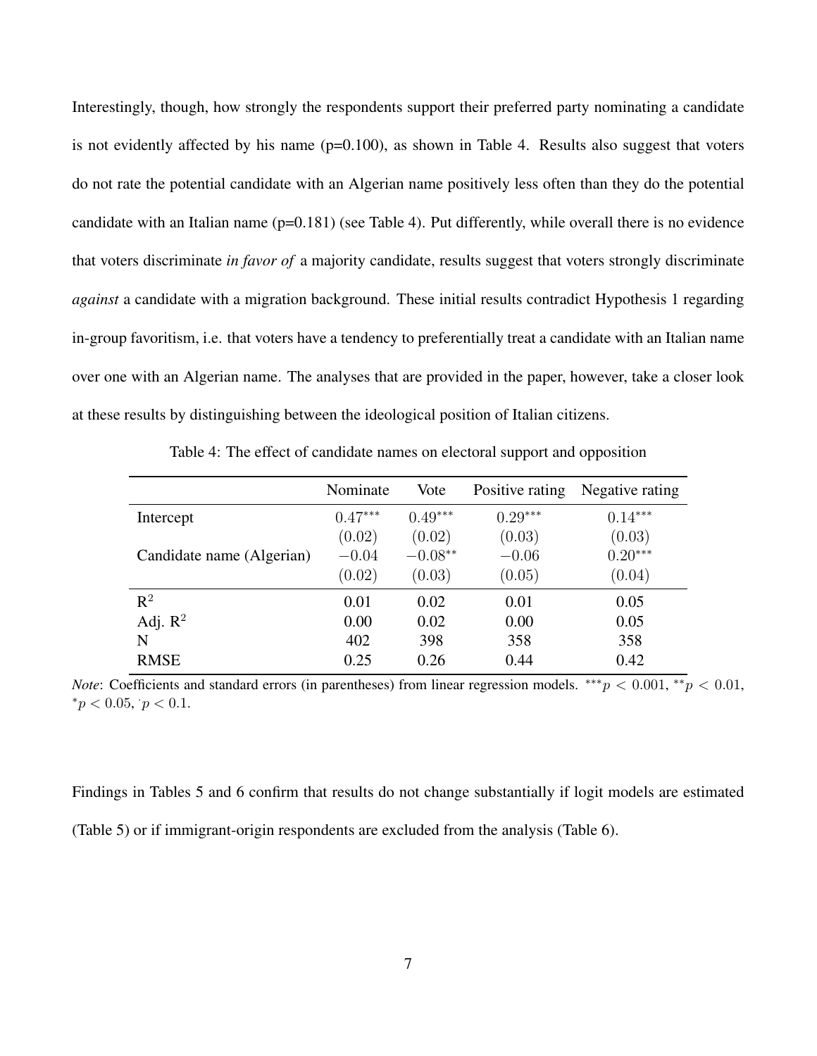Interestingly, though, how strongly the respondents support their preferred party nominating a candidate is not evidently affected by his name (p=0.100), as shown in Table 4. Results also suggest that voters do not rate the potential candidate with an Algerian name positively less often than they do the potential candidate with an Italian name (p=0.181) (see Table 4). Put differently, while overall there is no evidence that voters discriminate *in favor of* a majority candidate, results suggest that voters strongly discriminate *against* a candidate with a migration background. These initial results contradict Hypothesis 1 regarding in-group favoritism, i.e. that voters have a tendency to preferentially treat a candidate with an Italian name over one with an Algerian name. The analyses that are provided in the paper, however, take a closer look at these results by distinguishing between the ideological position of Italian citizens.

Table 4: The effect of candidate names on electoral support and opposition

| | Nominate | Vote | Positive rating | Negative rating |
|---|---|---|---|---|
| Intercept | $0.47^{***}$ | $0.49^{***}$ | $0.29^{***}$ | $0.14^{***}$ |
| | $(0.02)$ | $(0.02)$ | $(0.03)$ | $(0.03)$ |
| Candidate name (Algerian) | $-0.04$ | $-0.08^{**}$ | $-0.06$ | $0.20^{***}$ |
| | $(0.02)$ | $(0.03)$ | $(0.05)$ | $(0.04)$ |
| $R^2$ | 0.01 | 0.02 | 0.01 | 0.05 |
| Adj. $R^2$ | 0.00 | 0.02 | 0.00 | 0.05 |
| N | 402 | 398 | 358 | 358 |
| RMSE | 0.25 | 0.26 | 0.44 | 0.42 |

*Note*: Coefficients and standard errors (in parentheses) from linear regression models. $^{***}p < 0.001$, $^{**}p < 0.01$, $^{*}p < 0.05$, $^{\cdot}p < 0.1$.

Findings in Tables 5 and 6 confirm that results do not change substantially if logit models are estimated (Table 5) or if immigrant-origin respondents are excluded from the analysis (Table 6).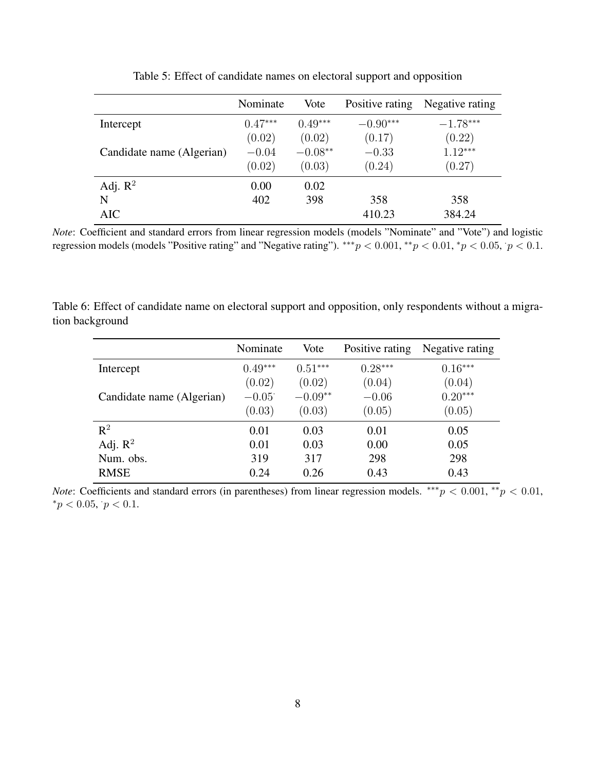Table 5: Effect of candidate names on electoral support and opposition

| | Nominate | Vote | Positive rating | Negative rating |
|---|---|---|---|---|
| Intercept | $0.47^{***}$ | $0.49^{***}$ | $-0.90^{***}$ | $-1.78^{***}$ |
| | $(0.02)$ | $(0.02)$ | $(0.17)$ | $(0.22)$ |
| Candidate name (Algerian) | $-0.04$ | $-0.08^{**}$ | $-0.33$ | $1.12^{***}$ |
| | $(0.02)$ | $(0.03)$ | $(0.24)$ | $(0.27)$ |
| Adj. $R^2$ | 0.00 | 0.02 | | |
| N | 402 | 398 | 358 | 358 |
| AIC | | | 410.23 | 384.24 |

*Note*: Coefficient and standard errors from linear regression models (models "Nominate" and "Vote") and logistic regression models (models "Positive rating" and "Negative rating"). $^{***}p < 0.001$, $^{**}p < 0.01$, $^{*}p < 0.05$, $^{\cdot}p < 0.1$.

Table 6: Effect of candidate name on electoral support and opposition, only respondents without a migration background

| | Nominate | Vote | Positive rating | Negative rating |
|---|---|---|---|---|
| Intercept | $0.49^{***}$ | $0.51^{***}$ | $0.28^{***}$ | $0.16^{***}$ |
| | $(0.02)$ | $(0.02)$ | $(0.04)$ | $(0.04)$ |
| Candidate name (Algerian) | $-0.05^{\cdot}$ | $-0.09^{**}$ | $-0.06$ | $0.20^{***}$ |
| | $(0.03)$ | $(0.03)$ | $(0.05)$ | $(0.05)$ |
| $R^2$ | 0.01 | 0.03 | 0.01 | 0.05 |
| Adj. $R^2$ | 0.01 | 0.03 | 0.00 | 0.05 |
| Num. obs. | 319 | 317 | 298 | 298 |
| RMSE | 0.24 | 0.26 | 0.43 | 0.43 |

*Note*: Coefficients and standard errors (in parentheses) from linear regression models. $^{***}p < 0.001$, $^{**}p < 0.01$, $^{*}p < 0.05$, $^{\cdot}p < 0.1$.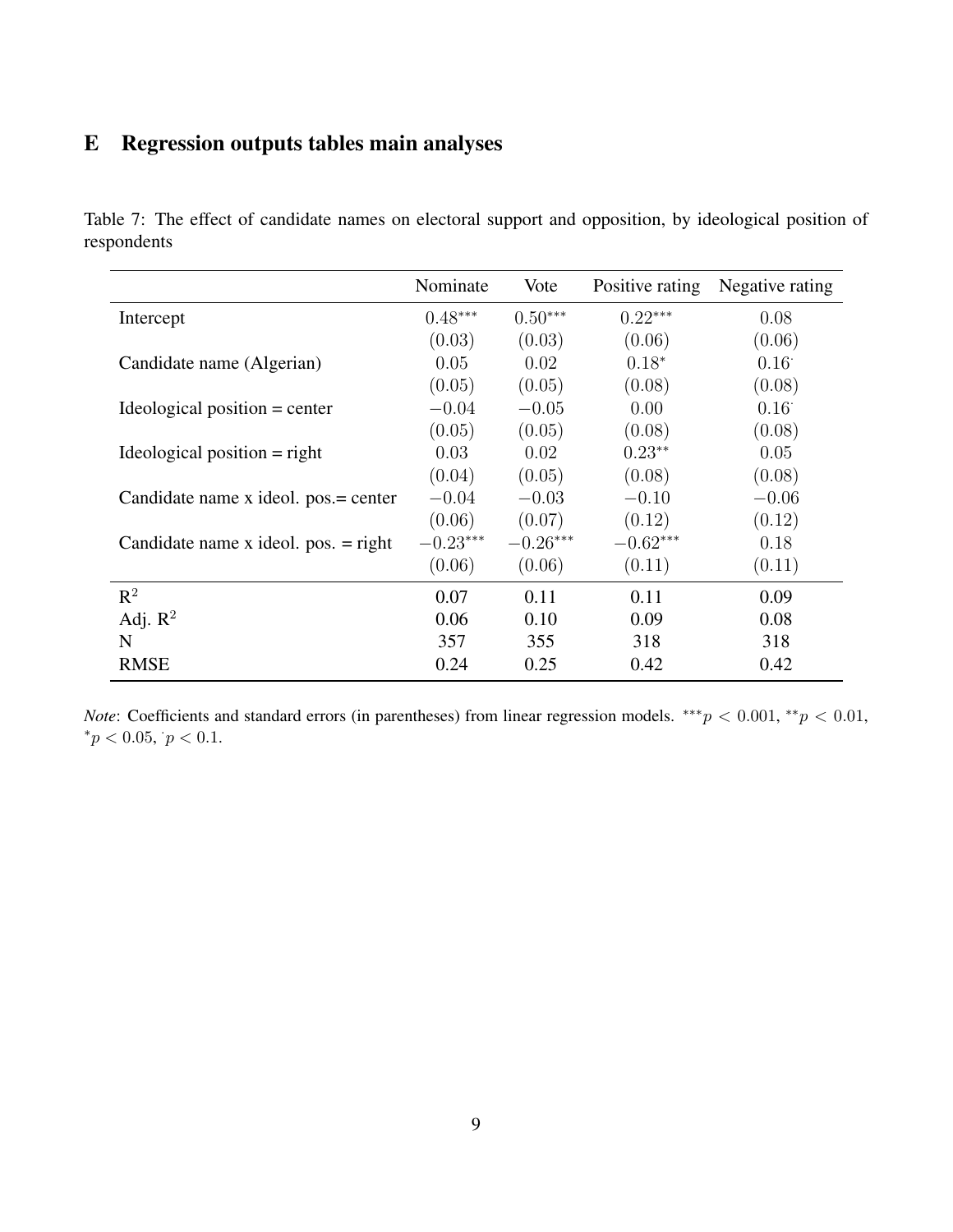# E Regression outputs tables main analyses

Table 7: The effect of candidate names on electoral support and opposition, by ideological position of respondents

| | Nominate | Vote | Positive rating | Negative rating |
|---|---|---|---|---|
| Intercept | $0.48^{***}$ | $0.50^{***}$ | $0.22^{***}$ | $0.08$ |
| | $(0.03)$ | $(0.03)$ | $(0.06)$ | $(0.06)$ |
| Candidate name (Algerian) | $0.05$ | $0.02$ | $0.18^{*}$ | $0.16^{\cdot}$ |
| | $(0.05)$ | $(0.05)$ | $(0.08)$ | $(0.08)$ |
| Ideological position = center | $-0.04$ | $-0.05$ | $0.00$ | $0.16^{\cdot}$ |
| | $(0.05)$ | $(0.05)$ | $(0.08)$ | $(0.08)$ |
| Ideological position = right | $0.03$ | $0.02$ | $0.23^{**}$ | $0.05$ |
| | $(0.04)$ | $(0.05)$ | $(0.08)$ | $(0.08)$ |
| Candidate name x ideol. pos.= center | $-0.04$ | $-0.03$ | $-0.10$ | $-0.06$ |
| | $(0.06)$ | $(0.07)$ | $(0.12)$ | $(0.12)$ |
| Candidate name x ideol. pos. = right | $-0.23^{***}$ | $-0.26^{***}$ | $-0.62^{***}$ | $0.18$ |
| | $(0.06)$ | $(0.06)$ | $(0.11)$ | $(0.11)$ |
| $R^2$ | 0.07 | 0.11 | 0.11 | 0.09 |
| Adj. $R^2$ | 0.06 | 0.10 | 0.09 | 0.08 |
| N | 357 | 355 | 318 | 318 |
| RMSE | 0.24 | 0.25 | 0.42 | 0.42 |

*Note*: Coefficients and standard errors (in parentheses) from linear regression models. $^{***}p < 0.001$, $^{**}p < 0.01$, $^{*}p < 0.05$, $^{\cdot}p < 0.1$.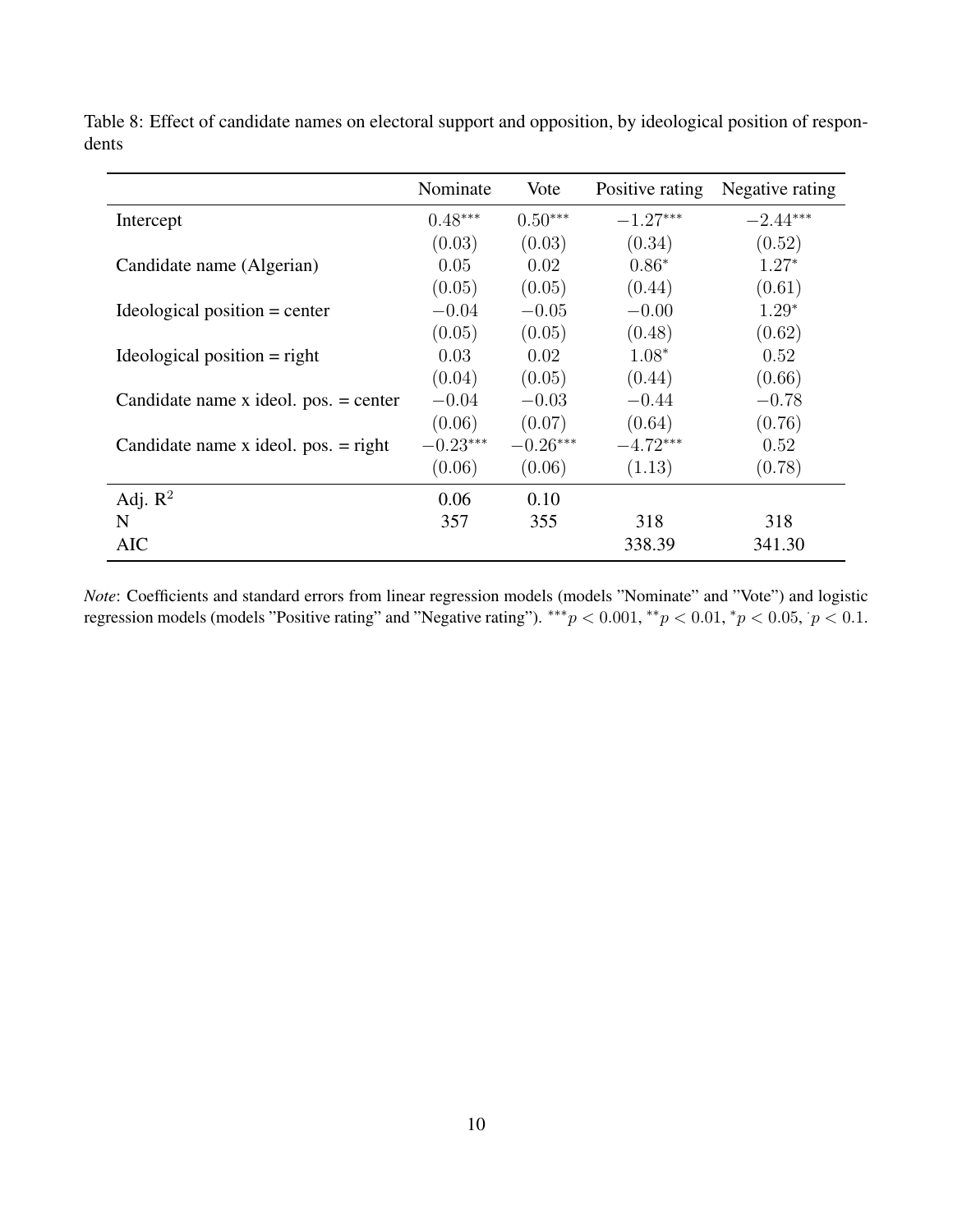Table 8: Effect of candidate names on electoral support and opposition, by ideological position of respondents

| | Nominate | Vote | Positive rating | Negative rating |
|---|---|---|---|---|
| Intercept | $0.48^{***}$ | $0.50^{***}$ | $-1.27^{***}$ | $-2.44^{***}$ |
| | $(0.03)$ | $(0.03)$ | $(0.34)$ | $(0.52)$ |
| Candidate name (Algerian) | $0.05$ | $0.02$ | $0.86^{*}$ | $1.27^{*}$ |
| | $(0.05)$ | $(0.05)$ | $(0.44)$ | $(0.61)$ |
| Ideological position = center | $-0.04$ | $-0.05$ | $-0.00$ | $1.29^{*}$ |
| | $(0.05)$ | $(0.05)$ | $(0.48)$ | $(0.62)$ |
| Ideological position = right | $0.03$ | $0.02$ | $1.08^{*}$ | $0.52$ |
| | $(0.04)$ | $(0.05)$ | $(0.44)$ | $(0.66)$ |
| Candidate name x ideol. pos. = center | $-0.04$ | $-0.03$ | $-0.44$ | $-0.78$ |
| | $(0.06)$ | $(0.07)$ | $(0.64)$ | $(0.76)$ |
| Candidate name x ideol. pos. = right | $-0.23^{***}$ | $-0.26^{***}$ | $-4.72^{***}$ | $0.52$ |
| | $(0.06)$ | $(0.06)$ | $(1.13)$ | $(0.78)$ |
| Adj. $R^2$ | 0.06 | 0.10 | | |
| N | 357 | 355 | 318 | 318 |
| AIC | | | 338.39 | 341.30 |

*Note*: Coefficients and standard errors from linear regression models (models "Nominate" and "Vote") and logistic regression models (models "Positive rating" and "Negative rating"). $^{***}p < 0.001$, $^{**}p < 0.01$, $^{*}p < 0.05$, $^{\cdot}p < 0.1$.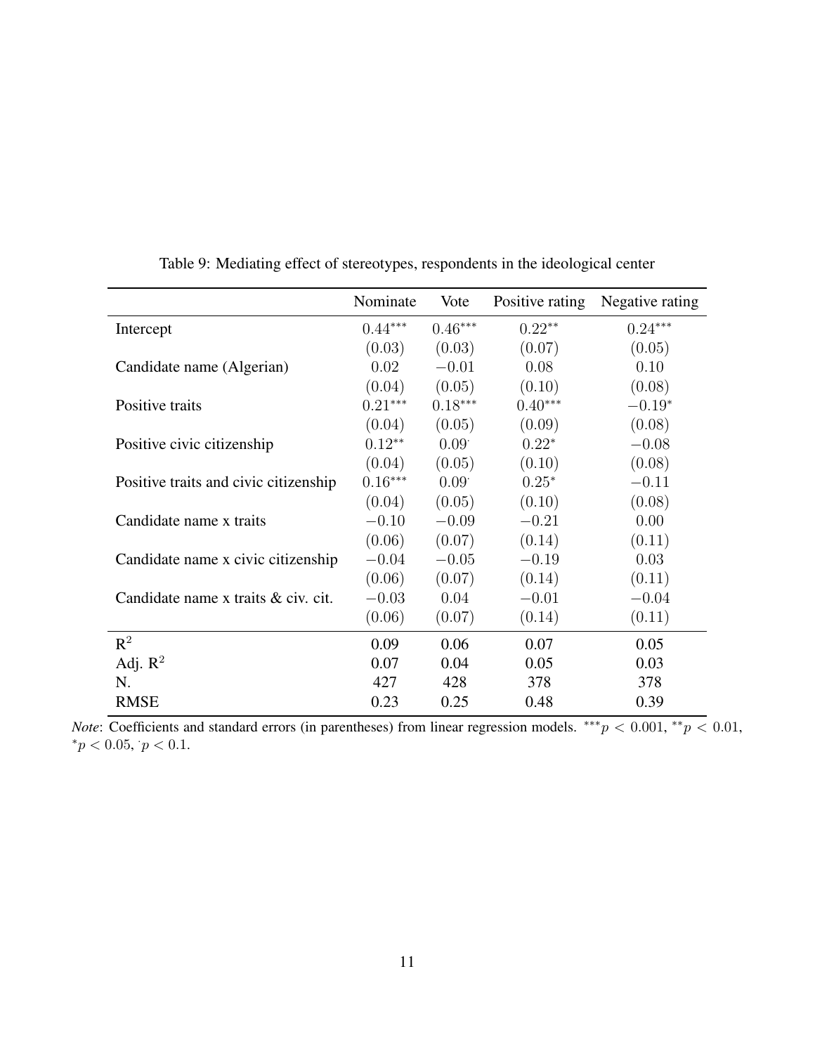Table 9: Mediating effect of stereotypes, respondents in the ideological center

| | Nominate | Vote | Positive rating | Negative rating |
|---|---|---|---|---|
| Intercept | $0.44^{***}$ | $0.46^{***}$ | $0.22^{**}$ | $0.24^{***}$ |
| | $(0.03)$ | $(0.03)$ | $(0.07)$ | $(0.05)$ |
| Candidate name (Algerian) | $0.02$ | $-0.01$ | $0.08$ | $0.10$ |
| | $(0.04)$ | $(0.05)$ | $(0.10)$ | $(0.08)$ |
| Positive traits | $0.21^{***}$ | $0.18^{***}$ | $0.40^{***}$ | $-0.19^{*}$ |
| | $(0.04)$ | $(0.05)$ | $(0.09)$ | $(0.08)$ |
| Positive civic citizenship | $0.12^{**}$ | $0.09^{\cdot}$ | $0.22^{*}$ | $-0.08$ |
| | $(0.04)$ | $(0.05)$ | $(0.10)$ | $(0.08)$ |
| Positive traits and civic citizenship | $0.16^{***}$ | $0.09^{\cdot}$ | $0.25^{*}$ | $-0.11$ |
| | $(0.04)$ | $(0.05)$ | $(0.10)$ | $(0.08)$ |
| Candidate name x traits | $-0.10$ | $-0.09$ | $-0.21$ | $0.00$ |
| | $(0.06)$ | $(0.07)$ | $(0.14)$ | $(0.11)$ |
| Candidate name x civic citizenship | $-0.04$ | $-0.05$ | $-0.19$ | $0.03$ |
| | $(0.06)$ | $(0.07)$ | $(0.14)$ | $(0.11)$ |
| Candidate name x traits & civ. cit. | $-0.03$ | $0.04$ | $-0.01$ | $-0.04$ |
| | $(0.06)$ | $(0.07)$ | $(0.14)$ | $(0.11)$ |
| $R^2$ | 0.09 | 0.06 | 0.07 | 0.05 |
| Adj. $R^2$ | 0.07 | 0.04 | 0.05 | 0.03 |
| N. | 427 | 428 | 378 | 378 |
| RMSE | 0.23 | 0.25 | 0.48 | 0.39 |

*Note*: Coefficients and standard errors (in parentheses) from linear regression models. $^{***}p < 0.001$, $^{**}p < 0.01$, $^{*}p < 0.05$, $^{\cdot}p < 0.1$.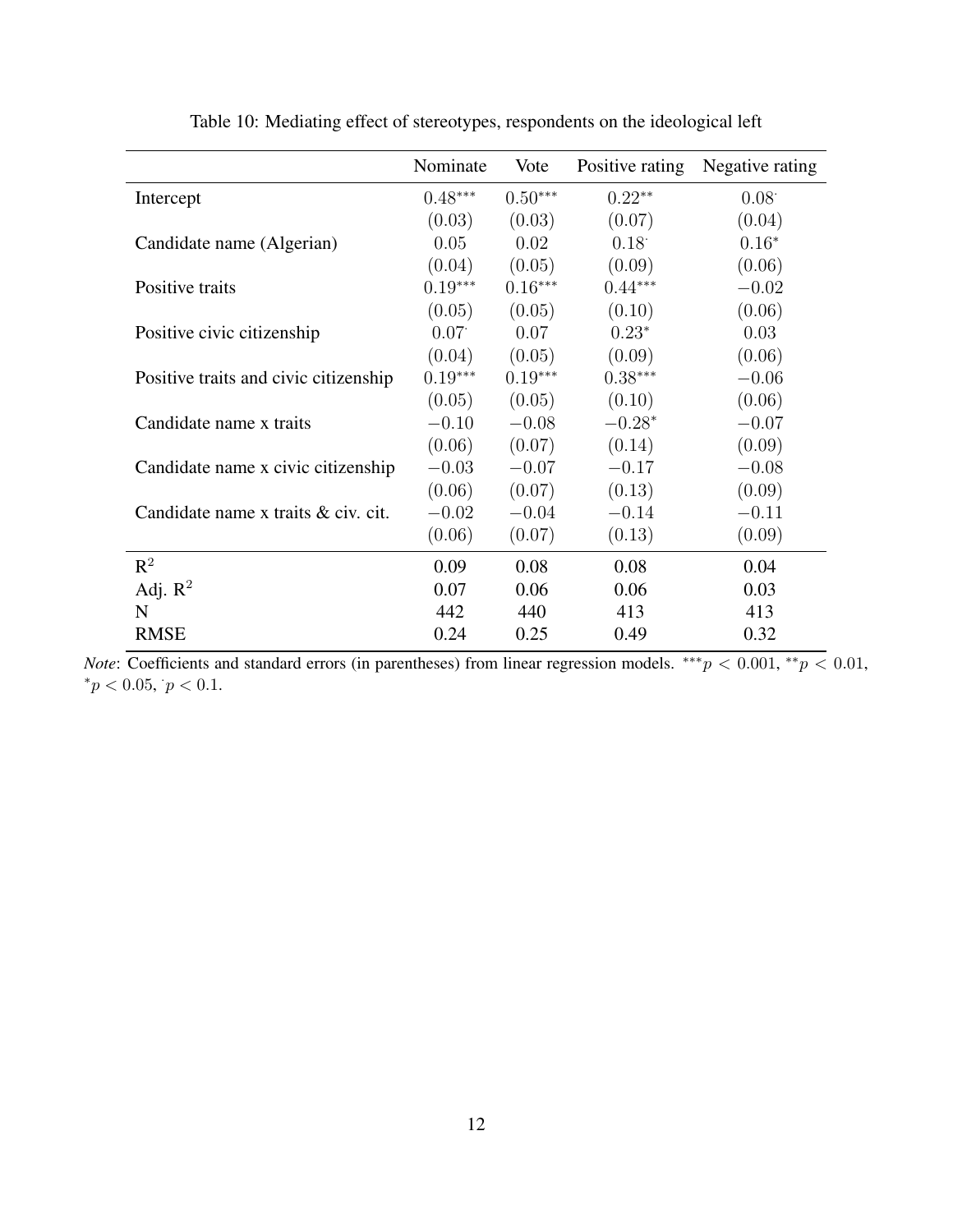Table 10: Mediating effect of stereotypes, respondents on the ideological left

| | Nominate | Vote | Positive rating | Negative rating |
|---|---|---|---|---|
| Intercept | $0.48^{***}$ | $0.50^{***}$ | $0.22^{**}$ | $0.08^{\cdot}$ |
| | $(0.03)$ | $(0.03)$ | $(0.07)$ | $(0.04)$ |
| Candidate name (Algerian) | $0.05$ | $0.02$ | $0.18^{\cdot}$ | $0.16^{*}$ |
| | $(0.04)$ | $(0.05)$ | $(0.09)$ | $(0.06)$ |
| Positive traits | $0.19^{***}$ | $0.16^{***}$ | $0.44^{***}$ | $-0.02$ |
| | $(0.05)$ | $(0.05)$ | $(0.10)$ | $(0.06)$ |
| Positive civic citizenship | $0.07^{\cdot}$ | $0.07$ | $0.23^{*}$ | $0.03$ |
| | $(0.04)$ | $(0.05)$ | $(0.09)$ | $(0.06)$ |
| Positive traits and civic citizenship | $0.19^{***}$ | $0.19^{***}$ | $0.38^{***}$ | $-0.06$ |
| | $(0.05)$ | $(0.05)$ | $(0.10)$ | $(0.06)$ |
| Candidate name x traits | $-0.10$ | $-0.08$ | $-0.28^{*}$ | $-0.07$ |
| | $(0.06)$ | $(0.07)$ | $(0.14)$ | $(0.09)$ |
| Candidate name x civic citizenship | $-0.03$ | $-0.07$ | $-0.17$ | $-0.08$ |
| | $(0.06)$ | $(0.07)$ | $(0.13)$ | $(0.09)$ |
| Candidate name x traits & civ. cit. | $-0.02$ | $-0.04$ | $-0.14$ | $-0.11$ |
| | $(0.06)$ | $(0.07)$ | $(0.13)$ | $(0.09)$ |
| $R^2$ | 0.09 | 0.08 | 0.08 | 0.04 |
| Adj. $R^2$ | 0.07 | 0.06 | 0.06 | 0.03 |
| N | 442 | 440 | 413 | 413 |
| RMSE | 0.24 | 0.25 | 0.49 | 0.32 |

*Note*: Coefficients and standard errors (in parentheses) from linear regression models. $^{***}p < 0.001$, $^{**}p < 0.01$, $^{*}p < 0.05$, $^{\cdot}p < 0.1$.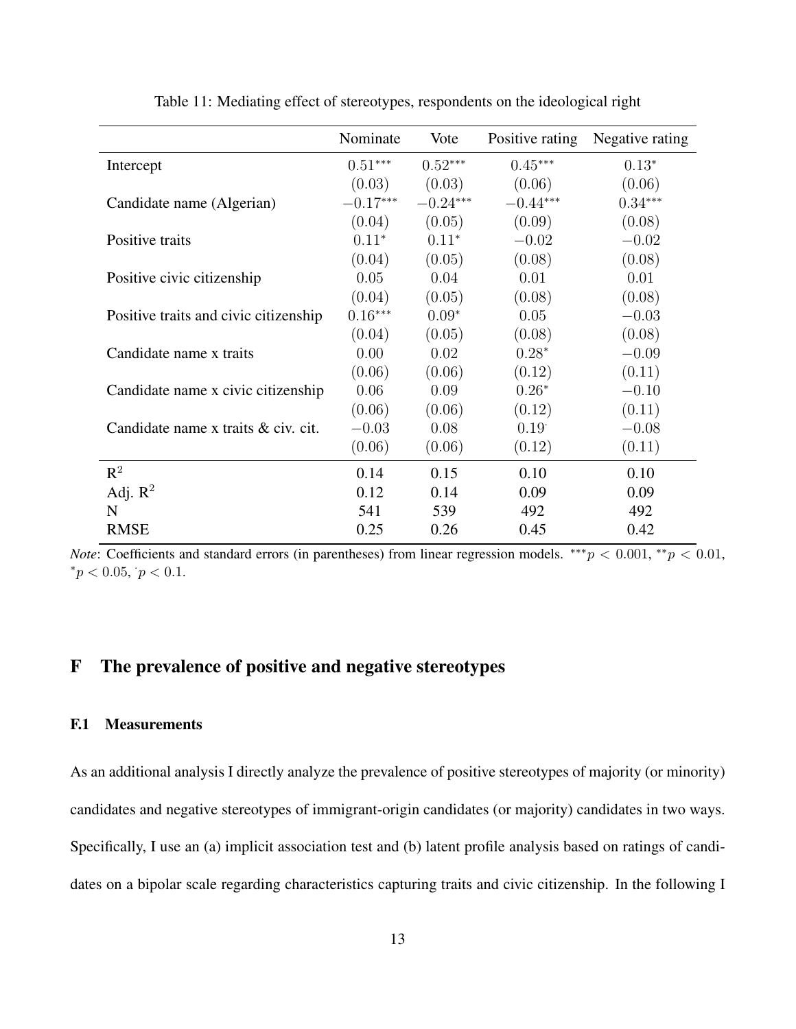Table 11: Mediating effect of stereotypes, respondents on the ideological right

| | Nominate | Vote | Positive rating | Negative rating |
|---|---|---|---|---|
| Intercept | $0.51^{***}$ | $0.52^{***}$ | $0.45^{***}$ | $0.13^{*}$ |
| | $(0.03)$ | $(0.03)$ | $(0.06)$ | $(0.06)$ |
| Candidate name (Algerian) | $-0.17^{***}$ | $-0.24^{***}$ | $-0.44^{***}$ | $0.34^{***}$ |
| | $(0.04)$ | $(0.05)$ | $(0.09)$ | $(0.08)$ |
| Positive traits | $0.11^{*}$ | $0.11^{*}$ | $-0.02$ | $-0.02$ |
| | $(0.04)$ | $(0.05)$ | $(0.08)$ | $(0.08)$ |
| Positive civic citizenship | $0.05$ | $0.04$ | $0.01$ | $0.01$ |
| | $(0.04)$ | $(0.05)$ | $(0.08)$ | $(0.08)$ |
| Positive traits and civic citizenship | $0.16^{***}$ | $0.09^{*}$ | $0.05$ | $-0.03$ |
| | $(0.04)$ | $(0.05)$ | $(0.08)$ | $(0.08)$ |
| Candidate name x traits | $0.00$ | $0.02$ | $0.28^{*}$ | $-0.09$ |
| | $(0.06)$ | $(0.06)$ | $(0.12)$ | $(0.11)$ |
| Candidate name x civic citizenship | $0.06$ | $0.09$ | $0.26^{*}$ | $-0.10$ |
| | $(0.06)$ | $(0.06)$ | $(0.12)$ | $(0.11)$ |
| Candidate name x traits & civ. cit. | $-0.03$ | $0.08$ | $0.19^{\cdot}$ | $-0.08$ |
| | $(0.06)$ | $(0.06)$ | $(0.12)$ | $(0.11)$ |
| $R^2$ | 0.14 | 0.15 | 0.10 | 0.10 |
| Adj. $R^2$ | 0.12 | 0.14 | 0.09 | 0.09 |
| N | 541 | 539 | 492 | 492 |
| RMSE | 0.25 | 0.26 | 0.45 | 0.42 |

*Note*: Coefficients and standard errors (in parentheses) from linear regression models. $^{***}p < 0.001$, $^{**}p < 0.01$, $^{*}p < 0.05$, $^{\cdot}p < 0.1$.

# F The prevalence of positive and negative stereotypes

## F.1 Measurements

As an additional analysis I directly analyze the prevalence of positive stereotypes of majority (or minority) candidates and negative stereotypes of immigrant-origin candidates (or majority) candidates in two ways. Specifically, I use an (a) implicit association test and (b) latent profile analysis based on ratings of candidates on a bipolar scale regarding characteristics capturing traits and civic citizenship. In the following I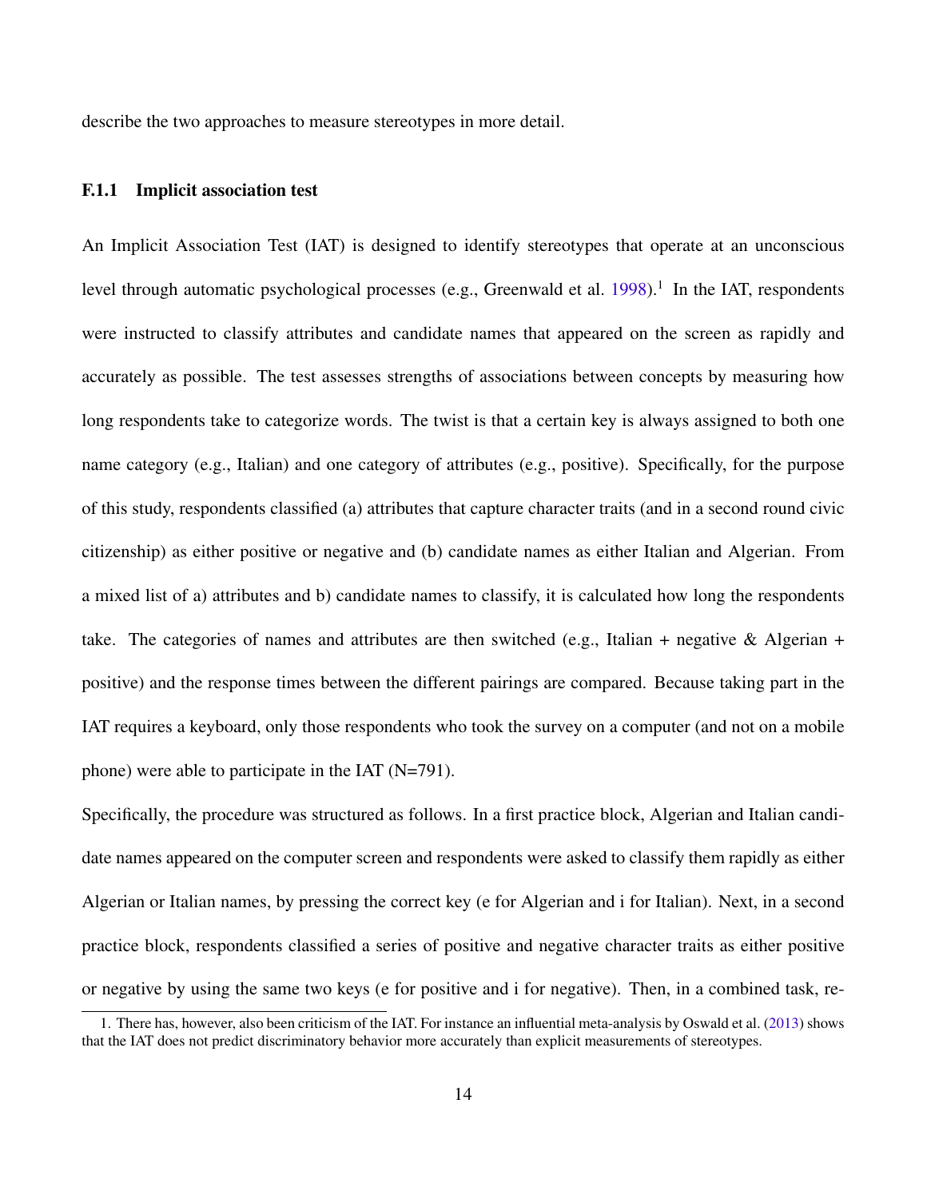describe the two approaches to measure stereotypes in more detail.

### F.1.1 Implicit association test

An Implicit Association Test (IAT) is designed to identify stereotypes that operate at an unconscious level through automatic psychological processes (e.g., Greenwald et al. 1998).[1] In the IAT, respondents were instructed to classify attributes and candidate names that appeared on the screen as rapidly and accurately as possible. The test assesses strengths of associations between concepts by measuring how long respondents take to categorize words. The twist is that a certain key is always assigned to both one name category (e.g., Italian) and one category of attributes (e.g., positive). Specifically, for the purpose of this study, respondents classified (a) attributes that capture character traits (and in a second round civic citizenship) as either positive or negative and (b) candidate names as either Italian and Algerian. From a mixed list of a) attributes and b) candidate names to classify, it is calculated how long the respondents take. The categories of names and attributes are then switched (e.g., Italian + negative & Algerian + positive) and the response times between the different pairings are compared. Because taking part in the IAT requires a keyboard, only those respondents who took the survey on a computer (and not on a mobile phone) were able to participate in the IAT (N=791).

Specifically, the procedure was structured as follows. In a first practice block, Algerian and Italian candidate names appeared on the computer screen and respondents were asked to classify them rapidly as either Algerian or Italian names, by pressing the correct key (e for Algerian and i for Italian). Next, in a second practice block, respondents classified a series of positive and negative character traits as either positive or negative by using the same two keys (e for positive and i for negative). Then, in a combined task, re-

1. There has, however, also been criticism of the IAT. For instance an influential meta-analysis by Oswald et al. (2013) shows that the IAT does not predict discriminatory behavior more accurately than explicit measurements of stereotypes.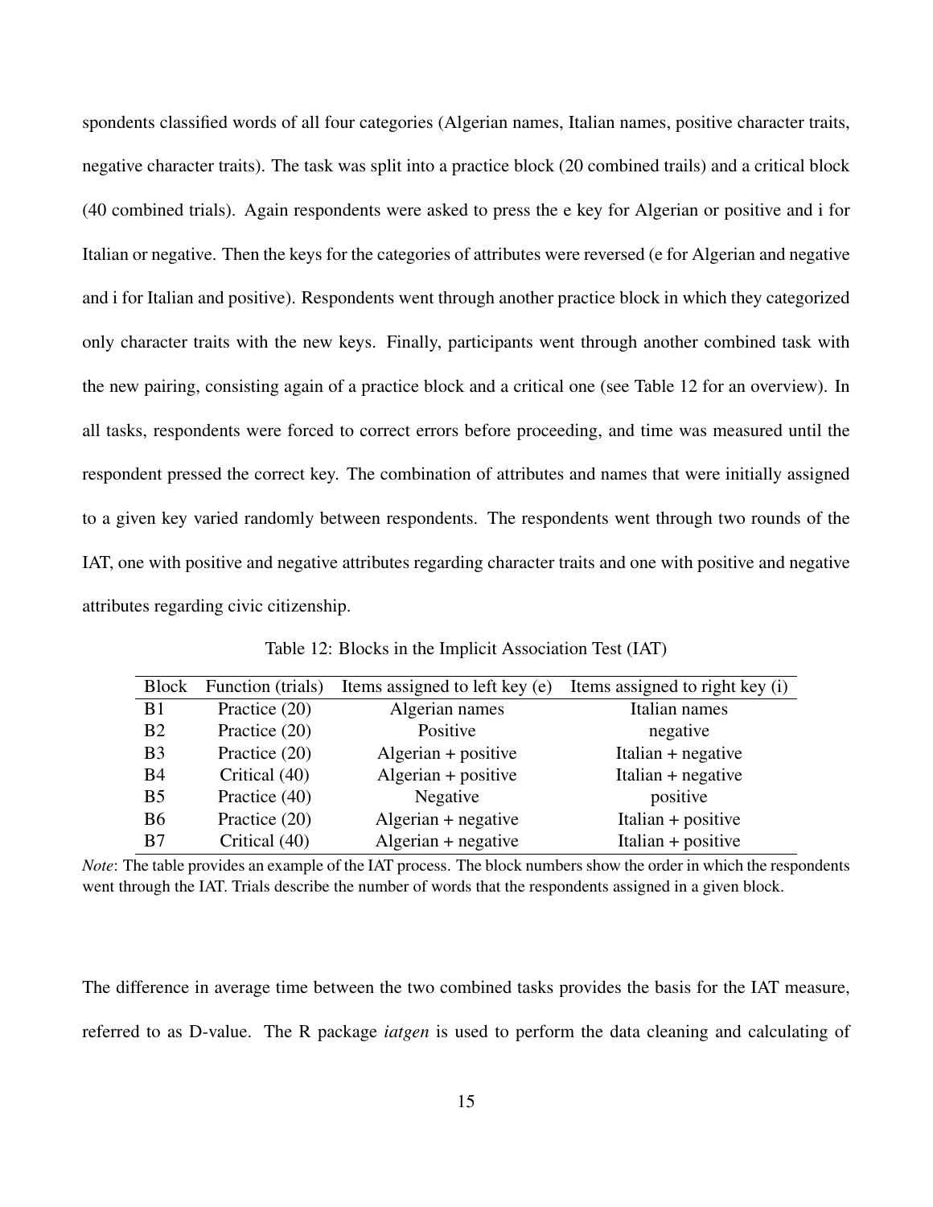spondents classified words of all four categories (Algerian names, Italian names, positive character traits, negative character traits). The task was split into a practice block (20 combined trails) and a critical block (40 combined trials). Again respondents were asked to press the e key for Algerian or positive and i for Italian or negative. Then the keys for the categories of attributes were reversed (e for Algerian and negative and i for Italian and positive). Respondents went through another practice block in which they categorized only character traits with the new keys. Finally, participants went through another combined task with the new pairing, consisting again of a practice block and a critical one (see Table 12 for an overview). In all tasks, respondents were forced to correct errors before proceeding, and time was measured until the respondent pressed the correct key. The combination of attributes and names that were initially assigned to a given key varied randomly between respondents. The respondents went through two rounds of the IAT, one with positive and negative attributes regarding character traits and one with positive and negative attributes regarding civic citizenship.

Table 12: Blocks in the Implicit Association Test (IAT)

| Block | Function (trials) | Items assigned to left key (e) | Items assigned to right key (i) |
|---|---|---|---|
| B1 | Practice (20) | Algerian names | Italian names |
| B2 | Practice (20) | Positive | negative |
| B3 | Practice (20) | Algerian + positive | Italian + negative |
| B4 | Critical (40) | Algerian + positive | Italian + negative |
| B5 | Practice (40) | Negative | positive |
| B6 | Practice (20) | Algerian + negative | Italian + positive |
| B7 | Critical (40) | Algerian + negative | Italian + positive |

*Note*: The table provides an example of the IAT process. The block numbers show the order in which the respondents went through the IAT. Trials describe the number of words that the respondents assigned in a given block.

The difference in average time between the two combined tasks provides the basis for the IAT measure, referred to as D-value. The R package *iatgen* is used to perform the data cleaning and calculating of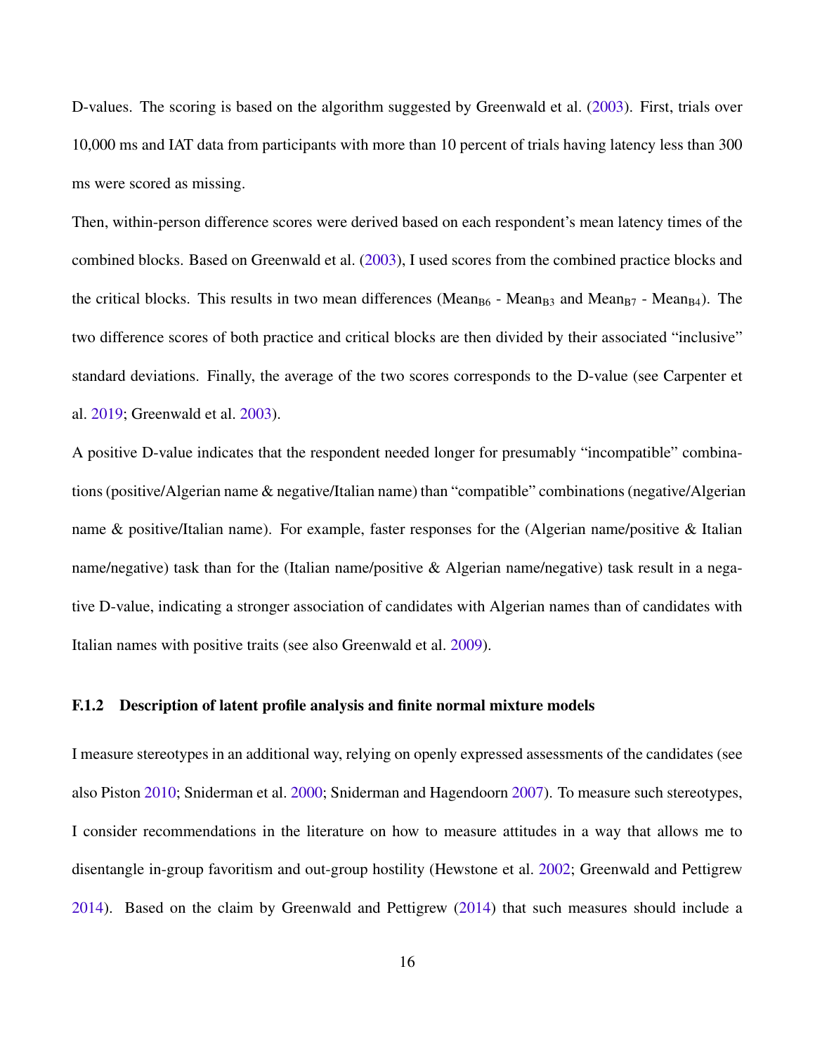D-values. The scoring is based on the algorithm suggested by Greenwald et al. (2003). First, trials over 10,000 ms and IAT data from participants with more than 10 percent of trials having latency less than 300 ms were scored as missing.

Then, within-person difference scores were derived based on each respondent's mean latency times of the combined blocks. Based on Greenwald et al. (2003), I used scores from the combined practice blocks and the critical blocks. This results in two mean differences ($\text{Mean}_{B6}$ - $\text{Mean}_{B3}$ and $\text{Mean}_{B7}$ - $\text{Mean}_{B4}$). The two difference scores of both practice and critical blocks are then divided by their associated "inclusive" standard deviations. Finally, the average of the two scores corresponds to the D-value (see Carpenter et al. 2019; Greenwald et al. 2003).

A positive D-value indicates that the respondent needed longer for presumably "incompatible" combinations (positive/Algerian name & negative/Italian name) than "compatible" combinations (negative/Algerian name & positive/Italian name). For example, faster responses for the (Algerian name/positive & Italian name/negative) task than for the (Italian name/positive & Algerian name/negative) task result in a negative D-value, indicating a stronger association of candidates with Algerian names than of candidates with Italian names with positive traits (see also Greenwald et al. 2009).

### F.1.2 Description of latent profile analysis and finite normal mixture models

I measure stereotypes in an additional way, relying on openly expressed assessments of the candidates (see also Piston 2010; Sniderman et al. 2000; Sniderman and Hagendoorn 2007). To measure such stereotypes, I consider recommendations in the literature on how to measure attitudes in a way that allows me to disentangle in-group favoritism and out-group hostility (Hewstone et al. 2002; Greenwald and Pettigrew 2014). Based on the claim by Greenwald and Pettigrew (2014) that such measures should include a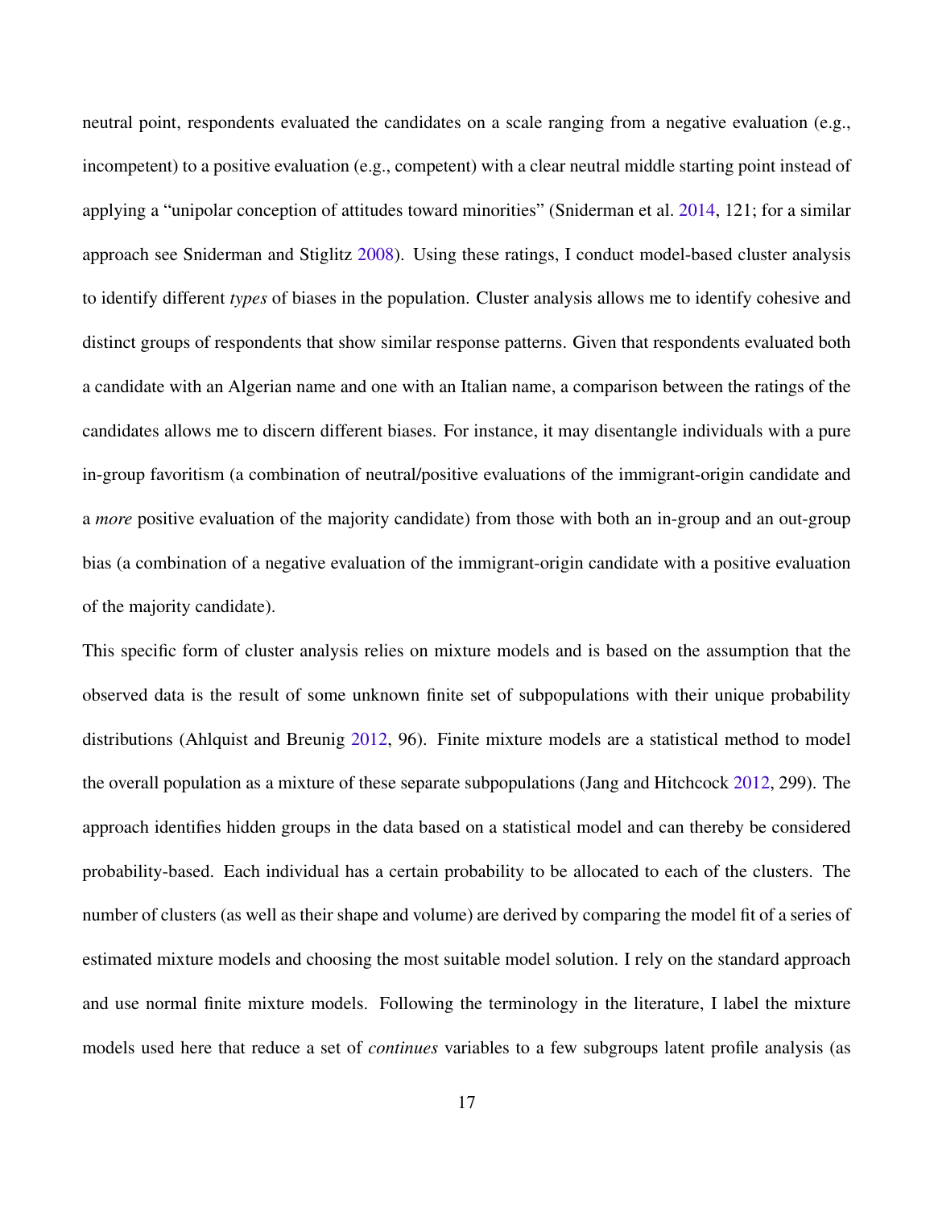neutral point, respondents evaluated the candidates on a scale ranging from a negative evaluation (e.g., incompetent) to a positive evaluation (e.g., competent) with a clear neutral middle starting point instead of applying a "unipolar conception of attitudes toward minorities" (Sniderman et al. 2014, 121; for a similar approach see Sniderman and Stiglitz 2008). Using these ratings, I conduct model-based cluster analysis to identify different *types* of biases in the population. Cluster analysis allows me to identify cohesive and distinct groups of respondents that show similar response patterns. Given that respondents evaluated both a candidate with an Algerian name and one with an Italian name, a comparison between the ratings of the candidates allows me to discern different biases. For instance, it may disentangle individuals with a pure in-group favoritism (a combination of neutral/positive evaluations of the immigrant-origin candidate and a *more* positive evaluation of the majority candidate) from those with both an in-group and an out-group bias (a combination of a negative evaluation of the immigrant-origin candidate with a positive evaluation of the majority candidate).

This specific form of cluster analysis relies on mixture models and is based on the assumption that the observed data is the result of some unknown finite set of subpopulations with their unique probability distributions (Ahlquist and Breunig 2012, 96). Finite mixture models are a statistical method to model the overall population as a mixture of these separate subpopulations (Jang and Hitchcock 2012, 299). The approach identifies hidden groups in the data based on a statistical model and can thereby be considered probability-based. Each individual has a certain probability to be allocated to each of the clusters. The number of clusters (as well as their shape and volume) are derived by comparing the model fit of a series of estimated mixture models and choosing the most suitable model solution. I rely on the standard approach and use normal finite mixture models. Following the terminology in the literature, I label the mixture models used here that reduce a set of *continues* variables to a few subgroups latent profile analysis (as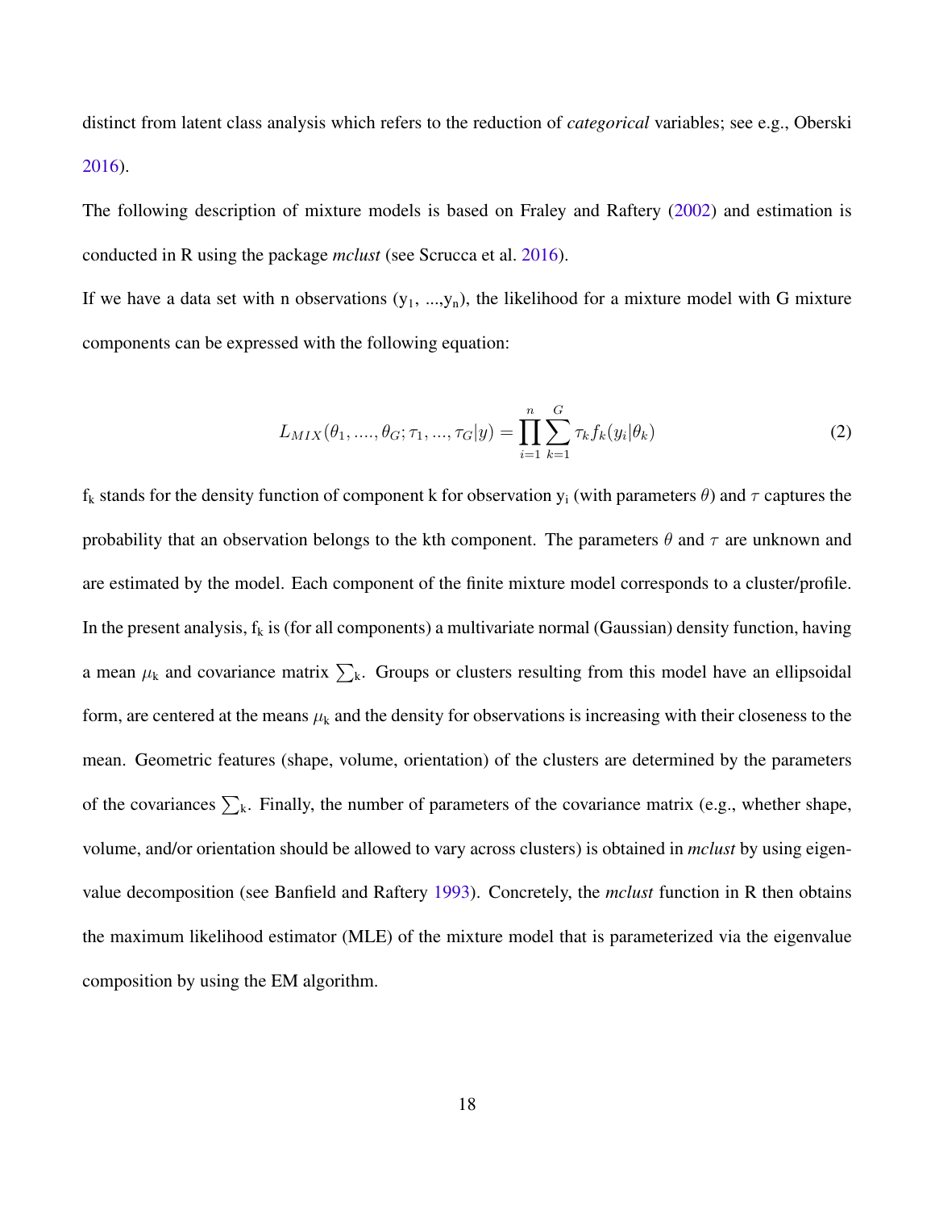distinct from latent class analysis which refers to the reduction of *categorical* variables; see e.g., Oberski 2016).

The following description of mixture models is based on Fraley and Raftery (2002) and estimation is conducted in R using the package *mclust* (see Scrucca et al. 2016).

If we have a data set with n observations ($y_1$, ...,$y_n$), the likelihood for a mixture model with G mixture components can be expressed with the following equation:

$$L_{MIX}(\theta_1, ...., \theta_G; \tau_1, ..., \tau_G|y) = \prod_{i=1}^{n} \sum_{k=1}^{G} \tau_k f_k(y_i|\theta_k) \tag{2}$$

$f_k$ stands for the density function of component k for observation $y_i$ (with parameters $\theta$) and $\tau$ captures the probability that an observation belongs to the kth component. The parameters $\theta$ and $\tau$ are unknown and are estimated by the model. Each component of the finite mixture model corresponds to a cluster/profile. In the present analysis, $f_k$ is (for all components) a multivariate normal (Gaussian) density function, having a mean $\mu_k$ and covariance matrix $\sum_k$. Groups or clusters resulting from this model have an ellipsoidal form, are centered at the means $\mu_k$ and the density for observations is increasing with their closeness to the mean. Geometric features (shape, volume, orientation) of the clusters are determined by the parameters of the covariances $\sum_k$. Finally, the number of parameters of the covariance matrix (e.g., whether shape, volume, and/or orientation should be allowed to vary across clusters) is obtained in *mclust* by using eigenvalue decomposition (see Banfield and Raftery 1993). Concretely, the *mclust* function in R then obtains the maximum likelihood estimator (MLE) of the mixture model that is parameterized via the eigenvalue composition by using the EM algorithm.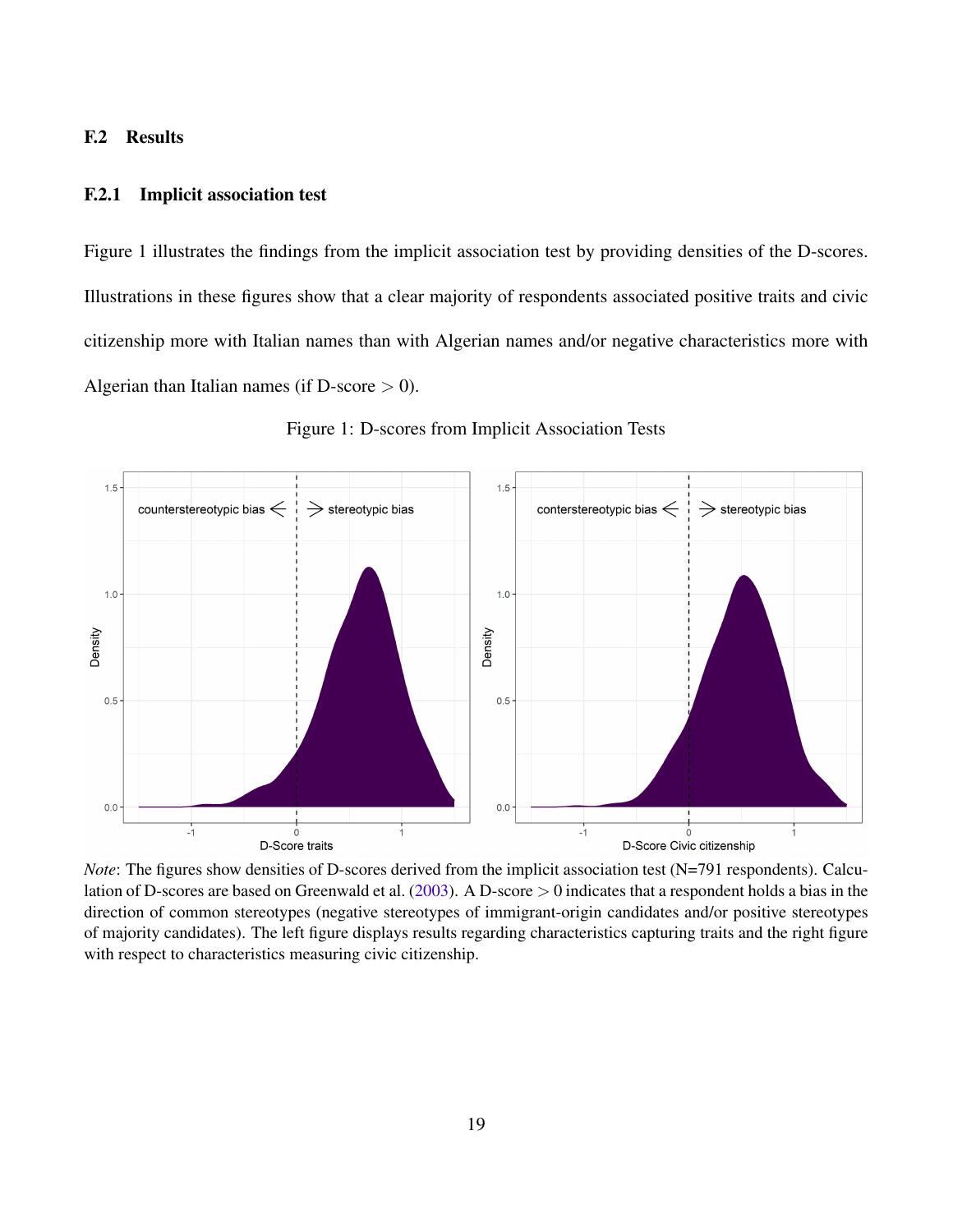## F.2 Results

### F.2.1 Implicit association test

Figure 1 illustrates the findings from the implicit association test by providing densities of the D-scores. Illustrations in these figures show that a clear majority of respondents associated positive traits and civic citizenship more with Italian names than with Algerian names and/or negative characteristics more with Algerian than Italian names (if D-score $> 0$).

Figure 1: D-scores from Implicit Association Tests

*Note*: The figures show densities of D-scores derived from the implicit association test (N=791 respondents). Calculation of D-scores are based on Greenwald et al. (2003). A D-score $> 0$ indicates that a respondent holds a bias in the direction of common stereotypes (negative stereotypes of immigrant-origin candidates and/or positive stereotypes of majority candidates). The left figure displays results regarding characteristics capturing traits and the right figure with respect to characteristics measuring civic citizenship.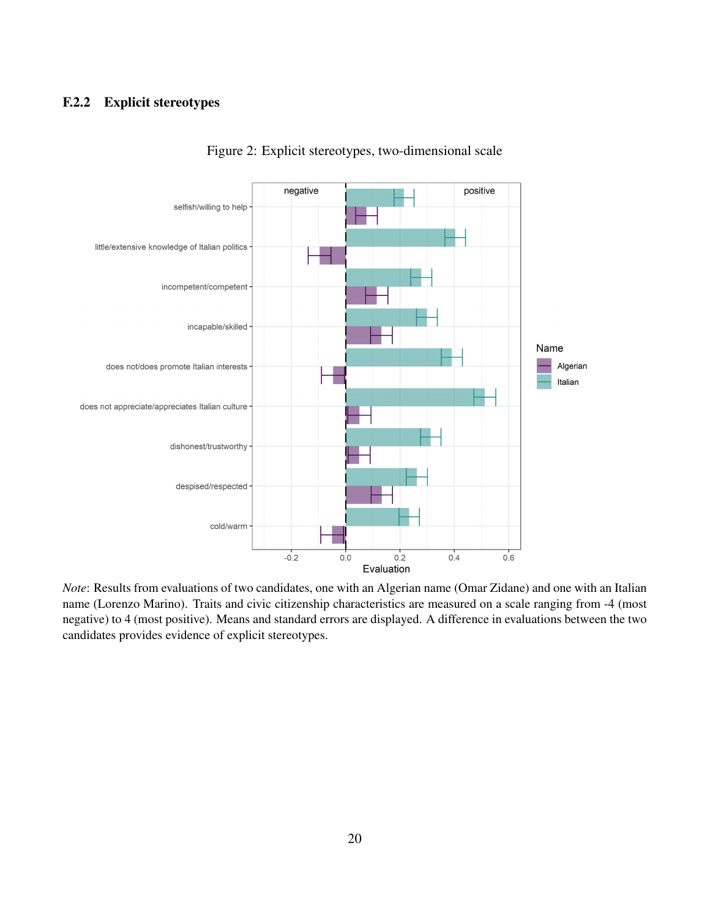### F.2.2 Explicit stereotypes

Figure 2: Explicit stereotypes, two-dimensional scale

*Note*: Results from evaluations of two candidates, one with an Algerian name (Omar Zidane) and one with an Italian name (Lorenzo Marino). Traits and civic citizenship characteristics are measured on a scale ranging from -4 (most negative) to 4 (most positive). Means and standard errors are displayed. A difference in evaluations between the two candidates provides evidence of explicit stereotypes.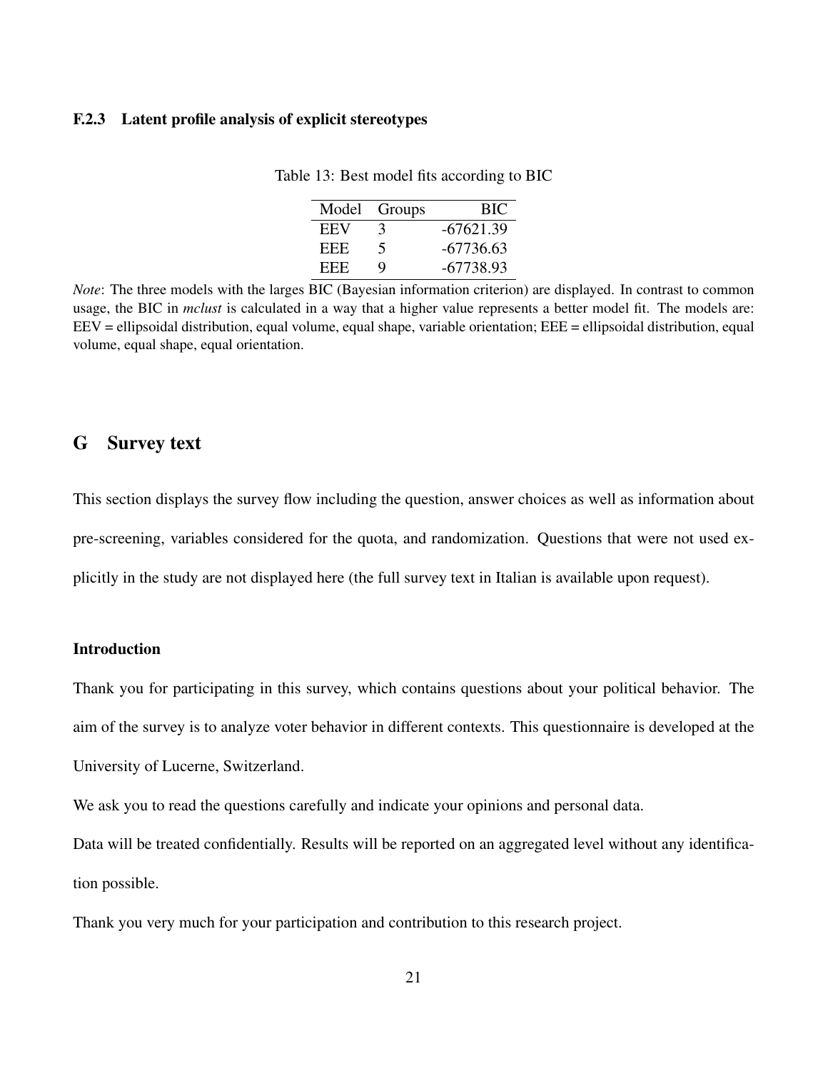### F.2.3 Latent profile analysis of explicit stereotypes

Table 13: Best model fits according to BIC

| Model | Groups | BIC |
|---|---|---|
| EEV | 3 | -67621.39 |
| EEE | 5 | -67736.63 |
| EEE | 9 | -67738.93 |

*Note*: The three models with the larges BIC (Bayesian information criterion) are displayed. In contrast to common usage, the BIC in *mclust* is calculated in a way that a higher value represents a better model fit. The models are: EEV = ellipsoidal distribution, equal volume, equal shape, variable orientation; EEE = ellipsoidal distribution, equal volume, equal shape, equal orientation.

## G Survey text

This section displays the survey flow including the question, answer choices as well as information about pre-screening, variables considered for the quota, and randomization. Questions that were not used explicitly in the study are not displayed here (the full survey text in Italian is available upon request).

#### Introduction

Thank you for participating in this survey, which contains questions about your political behavior. The aim of the survey is to analyze voter behavior in different contexts. This questionnaire is developed at the University of Lucerne, Switzerland.

We ask you to read the questions carefully and indicate your opinions and personal data.

Data will be treated confidentially. Results will be reported on an aggregated level without any identification possible.

Thank you very much for your participation and contribution to this research project.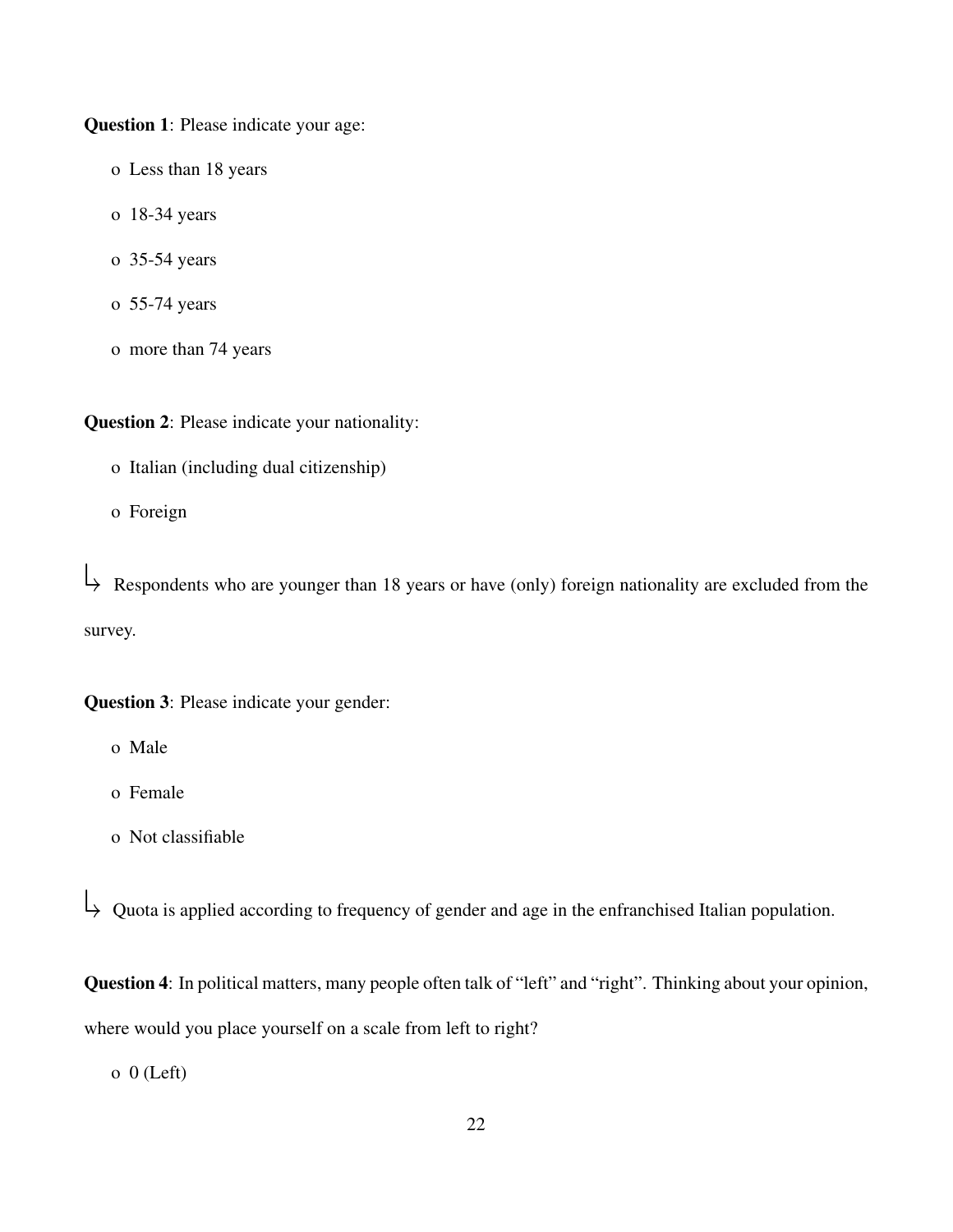**Question 1**: Please indicate your age:

- Less than 18 years
- 18-34 years
- 35-54 years
- 55-74 years
- more than 74 years

**Question 2**: Please indicate your nationality:

- Italian (including dual citizenship)
- Foreign

↳ Respondents who are younger than 18 years or have (only) foreign nationality are excluded from the survey.

**Question 3**: Please indicate your gender:

- Male
- Female
- Not classifiable

↳ Quota is applied according to frequency of gender and age in the enfranchised Italian population.

**Question 4**: In political matters, many people often talk of "left" and "right". Thinking about your opinion, where would you place yourself on a scale from left to right?

- 0 (Left)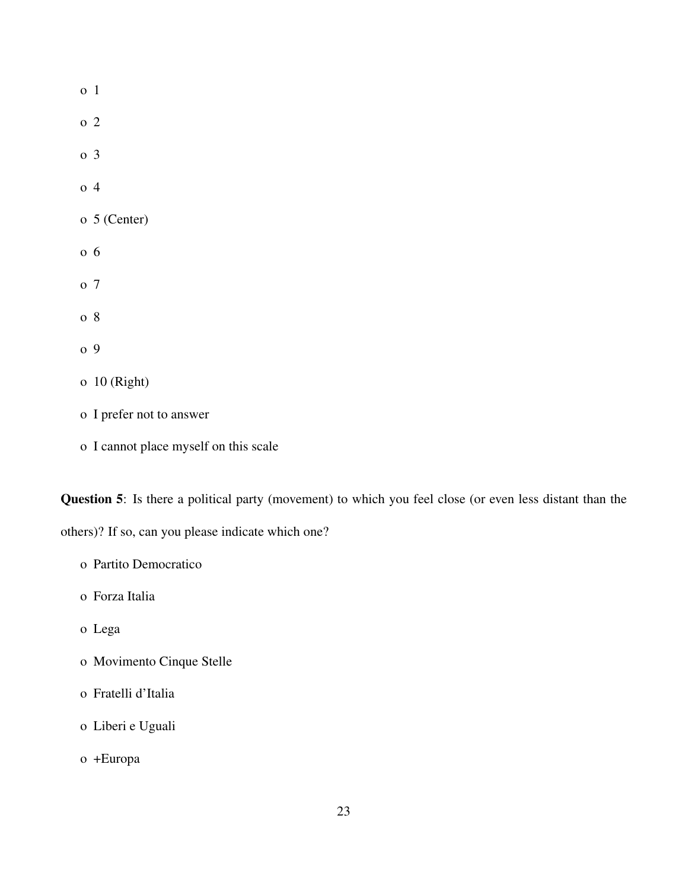- 1
- 2
- 3
- 4
- 5 (Center)
- 6
- 7
- 8
- 9
- 10 (Right)
- I prefer not to answer
- I cannot place myself on this scale

**Question 5**: Is there a political party (movement) to which you feel close (or even less distant than the others)? If so, can you please indicate which one?

- Partito Democratico
- Forza Italia
- Lega
- Movimento Cinque Stelle
- Fratelli d'Italia
- Liberi e Uguali
- +Europa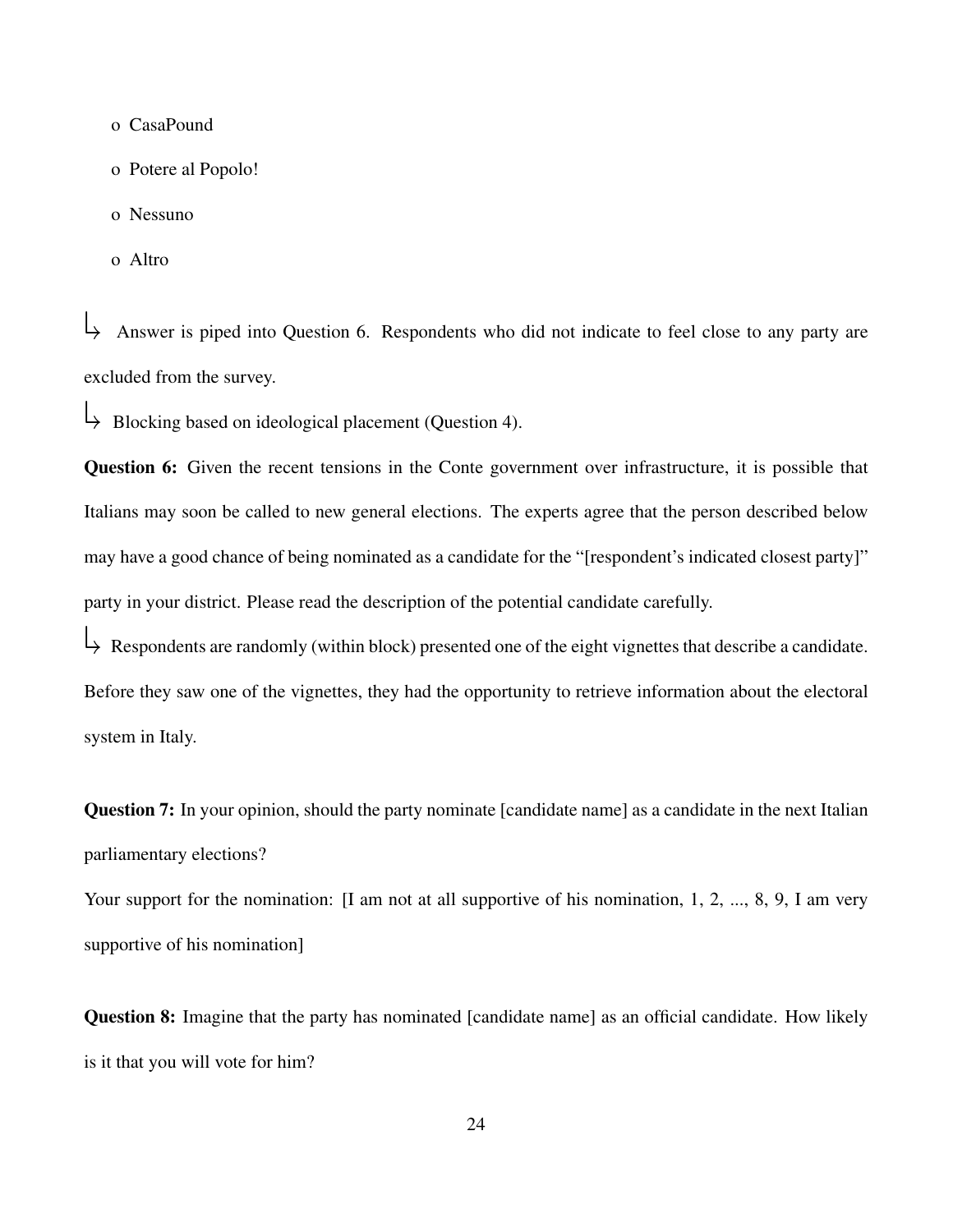- o CasaPound
- o Potere al Popolo!
- o Nessuno
- o Altro

↳ Answer is piped into Question 6. Respondents who did not indicate to feel close to any party are excluded from the survey.

↳ Blocking based on ideological placement (Question 4).

**Question 6:** Given the recent tensions in the Conte government over infrastructure, it is possible that Italians may soon be called to new general elections. The experts agree that the person described below may have a good chance of being nominated as a candidate for the "[respondent's indicated closest party]" party in your district. Please read the description of the potential candidate carefully.

↳ Respondents are randomly (within block) presented one of the eight vignettes that describe a candidate. Before they saw one of the vignettes, they had the opportunity to retrieve information about the electoral system in Italy.

**Question 7:** In your opinion, should the party nominate [candidate name] as a candidate in the next Italian parliamentary elections?

Your support for the nomination: [I am not at all supportive of his nomination, 1, 2, ..., 8, 9, I am very supportive of his nomination]

**Question 8:** Imagine that the party has nominated [candidate name] as an official candidate. How likely is it that you will vote for him?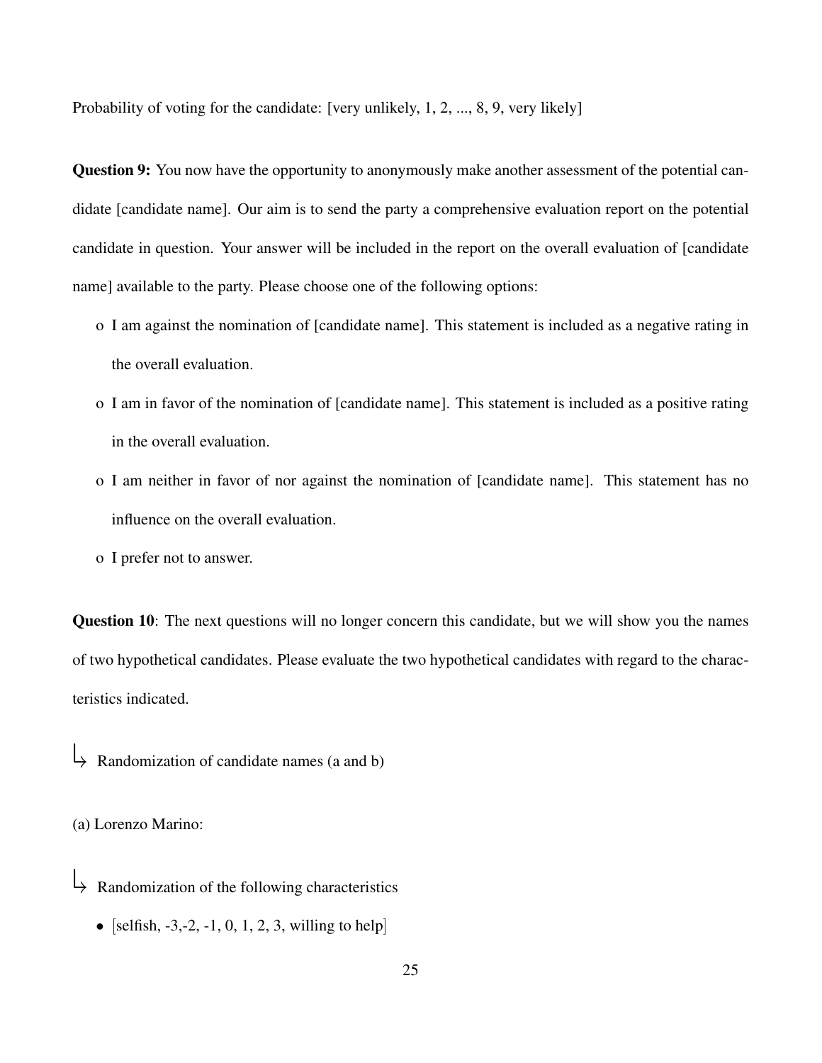Probability of voting for the candidate: [very unlikely, 1, 2, ..., 8, 9, very likely]

**Question 9:** You now have the opportunity to anonymously make another assessment of the potential candidate [candidate name]. Our aim is to send the party a comprehensive evaluation report on the potential candidate in question. Your answer will be included in the report on the overall evaluation of [candidate name] available to the party. Please choose one of the following options:

- o I am against the nomination of [candidate name]. This statement is included as a negative rating in the overall evaluation.
- o I am in favor of the nomination of [candidate name]. This statement is included as a positive rating in the overall evaluation.
- o I am neither in favor of nor against the nomination of [candidate name]. This statement has no influence on the overall evaluation.
- o I prefer not to answer.

**Question 10**: The next questions will no longer concern this candidate, but we will show you the names of two hypothetical candidates. Please evaluate the two hypothetical candidates with regard to the characteristics indicated.

↳ Randomization of candidate names (a and b)

(a) Lorenzo Marino:

↳ Randomization of the following characteristics

- [selfish, -3,-2, -1, 0, 1, 2, 3, willing to help]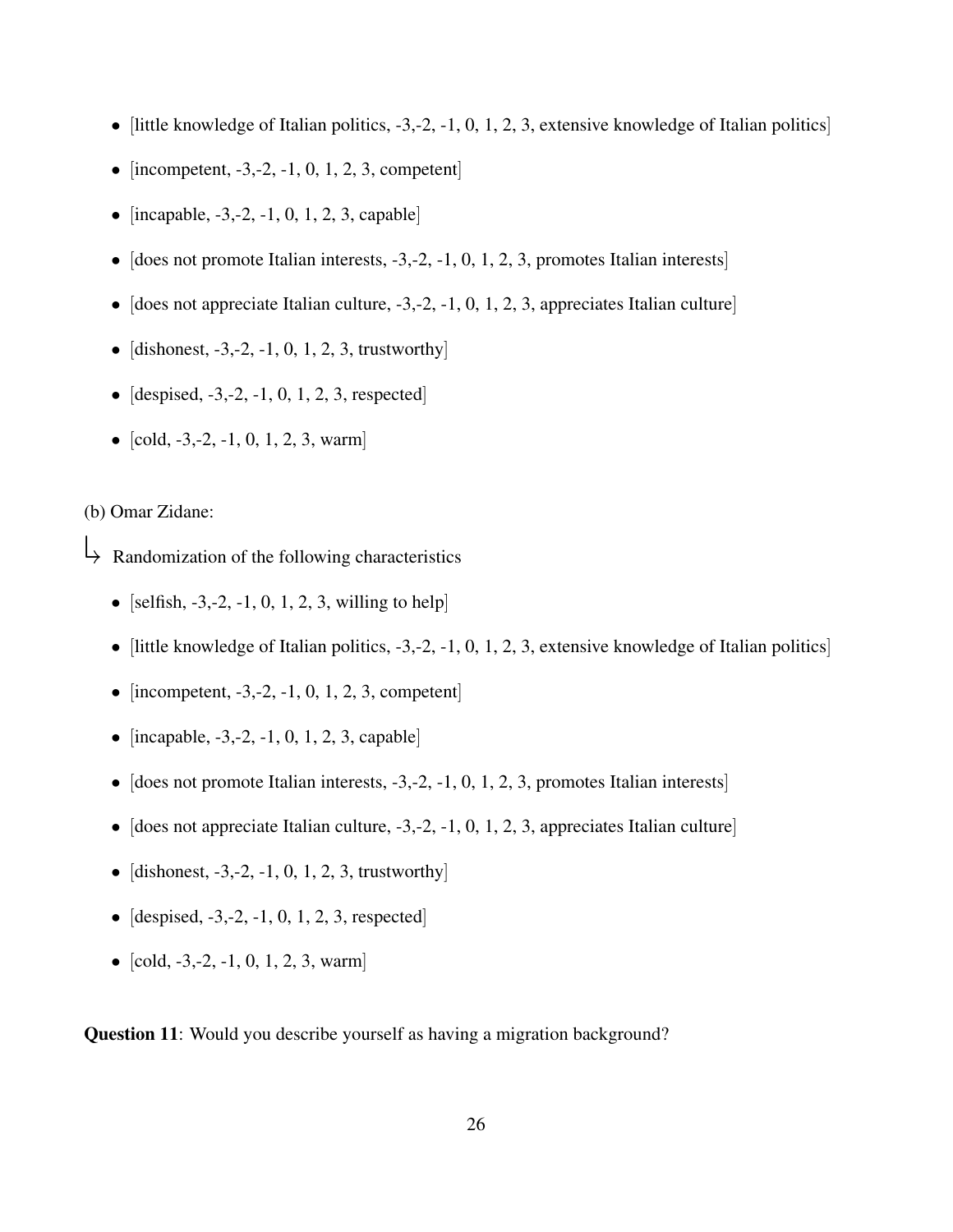- [little knowledge of Italian politics, -3,-2, -1, 0, 1, 2, 3, extensive knowledge of Italian politics]
- [incompetent, -3,-2, -1, 0, 1, 2, 3, competent]
- [incapable, -3,-2, -1, 0, 1, 2, 3, capable]
- [does not promote Italian interests, -3,-2, -1, 0, 1, 2, 3, promotes Italian interests]
- [does not appreciate Italian culture, -3,-2, -1, 0, 1, 2, 3, appreciates Italian culture]
- [dishonest, -3,-2, -1, 0, 1, 2, 3, trustworthy]
- [despised, -3,-2, -1, 0, 1, 2, 3, respected]
- [cold, -3,-2, -1, 0, 1, 2, 3, warm]

(b) Omar Zidane:

↳ Randomization of the following characteristics

- [selfish, -3,-2, -1, 0, 1, 2, 3, willing to help]
- [little knowledge of Italian politics, -3,-2, -1, 0, 1, 2, 3, extensive knowledge of Italian politics]
- [incompetent, -3,-2, -1, 0, 1, 2, 3, competent]
- [incapable, -3,-2, -1, 0, 1, 2, 3, capable]
- [does not promote Italian interests, -3,-2, -1, 0, 1, 2, 3, promotes Italian interests]
- [does not appreciate Italian culture, -3,-2, -1, 0, 1, 2, 3, appreciates Italian culture]
- [dishonest, -3,-2, -1, 0, 1, 2, 3, trustworthy]
- [despised, -3,-2, -1, 0, 1, 2, 3, respected]
- [cold, -3,-2, -1, 0, 1, 2, 3, warm]

**Question 11**: Would you describe yourself as having a migration background?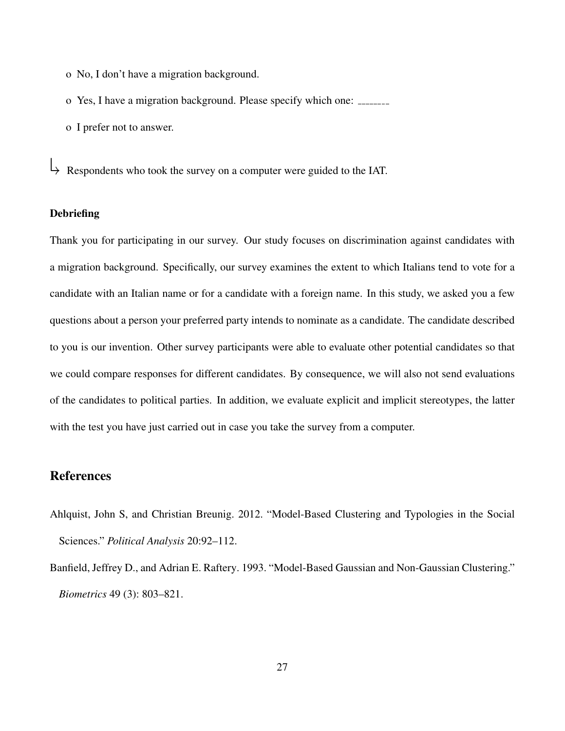o No, I don't have a migration background.

o Yes, I have a migration background. Please specify which one: ________

o I prefer not to answer.

↳ Respondents who took the survey on a computer were guided to the IAT.

**Debriefing**

Thank you for participating in our survey. Our study focuses on discrimination against candidates with a migration background. Specifically, our survey examines the extent to which Italians tend to vote for a candidate with an Italian name or for a candidate with a foreign name. In this study, we asked you a few questions about a person your preferred party intends to nominate as a candidate. The candidate described to you is our invention. Other survey participants were able to evaluate other potential candidates so that we could compare responses for different candidates. By consequence, we will also not send evaluations of the candidates to political parties. In addition, we evaluate explicit and implicit stereotypes, the latter with the test you have just carried out in case you take the survey from a computer.

## References

Ahlquist, John S, and Christian Breunig. 2012. "Model-Based Clustering and Typologies in the Social Sciences." *Political Analysis* 20:92–112.

Banfield, Jeffrey D., and Adrian E. Raftery. 1993. "Model-Based Gaussian and Non-Gaussian Clustering." *Biometrics* 49 (3): 803–821.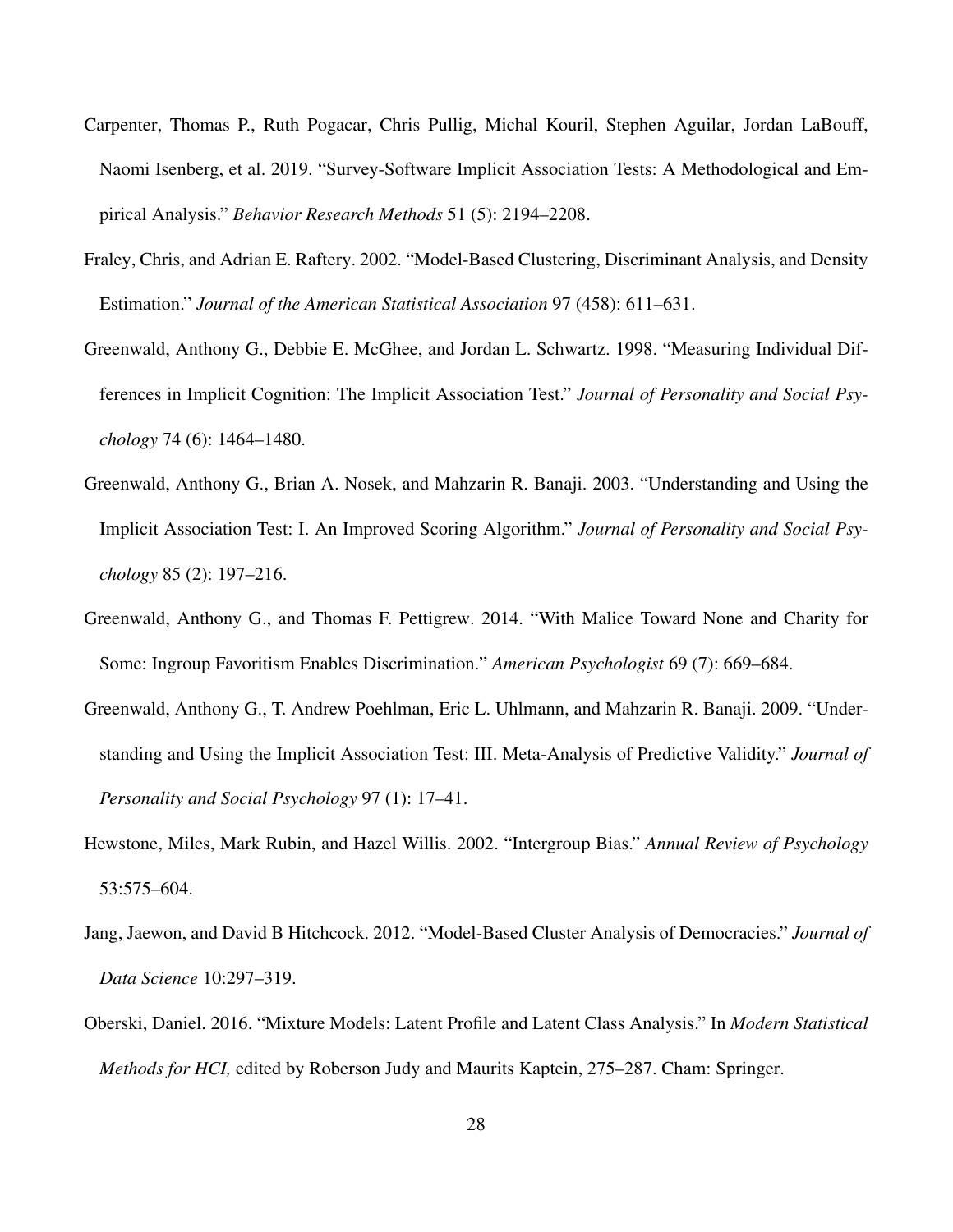Carpenter, Thomas P., Ruth Pogacar, Chris Pullig, Michal Kouril, Stephen Aguilar, Jordan LaBouff, Naomi Isenberg, et al. 2019. "Survey-Software Implicit Association Tests: A Methodological and Empirical Analysis." *Behavior Research Methods* 51 (5): 2194–2208.

Fraley, Chris, and Adrian E. Raftery. 2002. "Model-Based Clustering, Discriminant Analysis, and Density Estimation." *Journal of the American Statistical Association* 97 (458): 611–631.

Greenwald, Anthony G., Debbie E. McGhee, and Jordan L. Schwartz. 1998. "Measuring Individual Differences in Implicit Cognition: The Implicit Association Test." *Journal of Personality and Social Psychology* 74 (6): 1464–1480.

Greenwald, Anthony G., Brian A. Nosek, and Mahzarin R. Banaji. 2003. "Understanding and Using the Implicit Association Test: I. An Improved Scoring Algorithm." *Journal of Personality and Social Psychology* 85 (2): 197–216.

Greenwald, Anthony G., and Thomas F. Pettigrew. 2014. "With Malice Toward None and Charity for Some: Ingroup Favoritism Enables Discrimination." *American Psychologist* 69 (7): 669–684.

Greenwald, Anthony G., T. Andrew Poehlman, Eric L. Uhlmann, and Mahzarin R. Banaji. 2009. "Understanding and Using the Implicit Association Test: III. Meta-Analysis of Predictive Validity." *Journal of Personality and Social Psychology* 97 (1): 17–41.

Hewstone, Miles, Mark Rubin, and Hazel Willis. 2002. "Intergroup Bias." *Annual Review of Psychology* 53:575–604.

Jang, Jaewon, and David B Hitchcock. 2012. "Model-Based Cluster Analysis of Democracies." *Journal of Data Science* 10:297–319.

Oberski, Daniel. 2016. "Mixture Models: Latent Profile and Latent Class Analysis." In *Modern Statistical Methods for HCI,* edited by Roberson Judy and Maurits Kaptein, 275–287. Cham: Springer.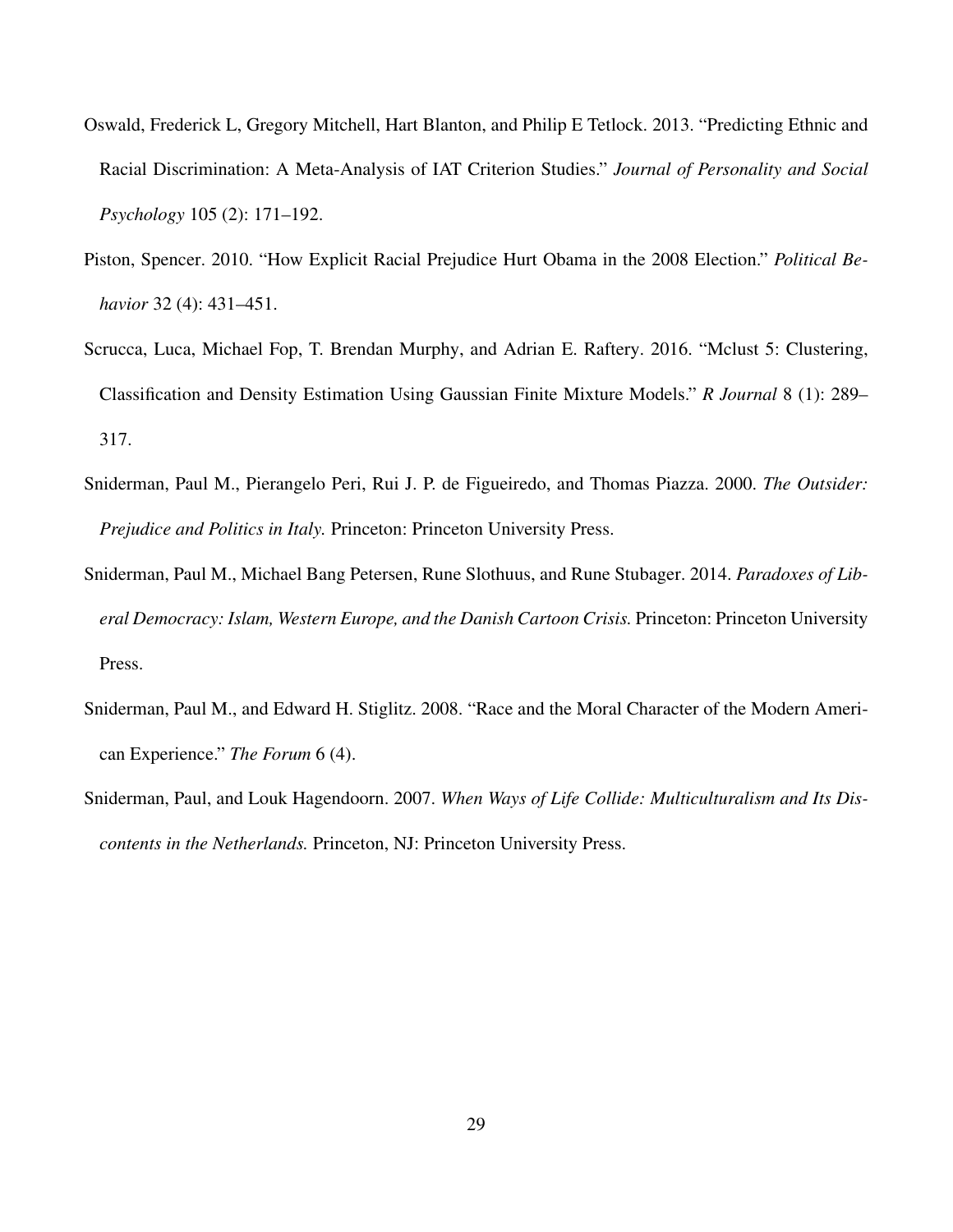Oswald, Frederick L, Gregory Mitchell, Hart Blanton, and Philip E Tetlock. 2013. "Predicting Ethnic and Racial Discrimination: A Meta-Analysis of IAT Criterion Studies." *Journal of Personality and Social Psychology* 105 (2): 171–192.

Piston, Spencer. 2010. "How Explicit Racial Prejudice Hurt Obama in the 2008 Election." *Political Behavior* 32 (4): 431–451.

Scrucca, Luca, Michael Fop, T. Brendan Murphy, and Adrian E. Raftery. 2016. "Mclust 5: Clustering, Classification and Density Estimation Using Gaussian Finite Mixture Models." *R Journal* 8 (1): 289–317.

Sniderman, Paul M., Pierangelo Peri, Rui J. P. de Figueiredo, and Thomas Piazza. 2000. *The Outsider: Prejudice and Politics in Italy.* Princeton: Princeton University Press.

Sniderman, Paul M., Michael Bang Petersen, Rune Slothuus, and Rune Stubager. 2014. *Paradoxes of Liberal Democracy: Islam, Western Europe, and the Danish Cartoon Crisis.* Princeton: Princeton University Press.

Sniderman, Paul M., and Edward H. Stiglitz. 2008. "Race and the Moral Character of the Modern American Experience." *The Forum* 6 (4).

Sniderman, Paul, and Louk Hagendoorn. 2007. *When Ways of Life Collide: Multiculturalism and Its Discontents in the Netherlands.* Princeton, NJ: Princeton University Press.